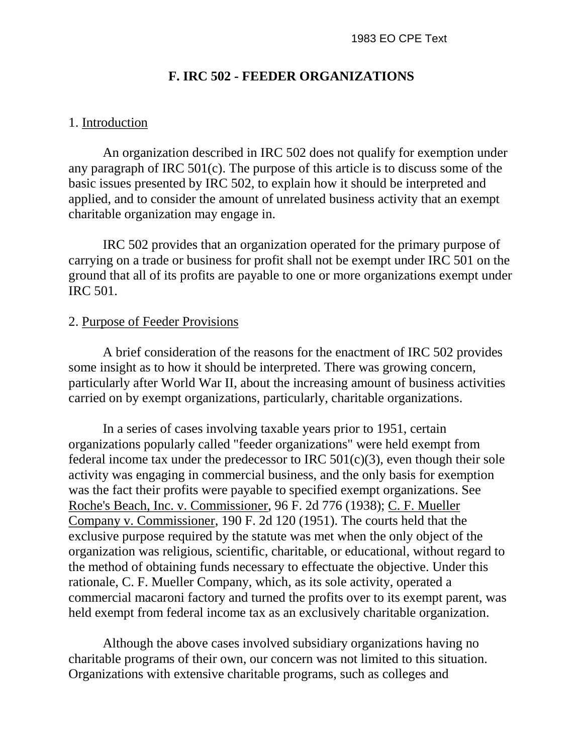# F. IRC 502 - FEEDER ORGANIZATIONS

## 1. Introduction

An organization described in IRC 502 does not qualify for exemption under any paragraph of IRC 501(c). The purpose of this article is to discuss some of the basic issues presented by IRC 502, to explain how it should be interpreted and applied, and to consider the amount of unrelated business activity that an exempt charitable organization may engage in.

IRC 502 provides that an organization operated for the primary purpose of carrying on a trade or business for profit shall not be exempt under IRC 501 on the ground that all of its profits are payable to one or more organizations exempt under IRC 501.

## 2. Purpose of Feeder Provisions

A brief consideration of the reasons for the enactment of IRC 502 provides some insight as to how it should be interpreted. There was growing concern, particularly after World War II, about the increasing amount of business activities carried on by exempt organizations, particularly, charitable organizations.

In a series of cases involving taxable years prior to 1951, certain organizations popularly called "feeder organizations" were held exempt from federal income tax under the predecessor to IRC 501(c)(3), even though their sole activity was engaging in commercial business, and the only basis for exemption was the fact their profits were payable to specified exempt organizations. See Roche's Beach, Inc. v. Commissioner, 96 F. 2d 776 (1938); C. F. Mueller Company v. Commissioner, 190 F. 2d 120 (1951). The courts held that the exclusive purpose required by the statute was met when the only object of the organization was religious, scientific, charitable, or educational, without regard to the method of obtaining funds necessary to effectuate the objective. Under this rationale, C. F. Mueller Company, which, as its sole activity, operated a commercial macaroni factory and turned the profits over to its exempt parent, was held exempt from federal income tax as an exclusively charitable organization.

Although the above cases involved subsidiary organizations having no charitable programs of their own, our concern was not limited to this situation. Organizations with extensive charitable programs, such as colleges and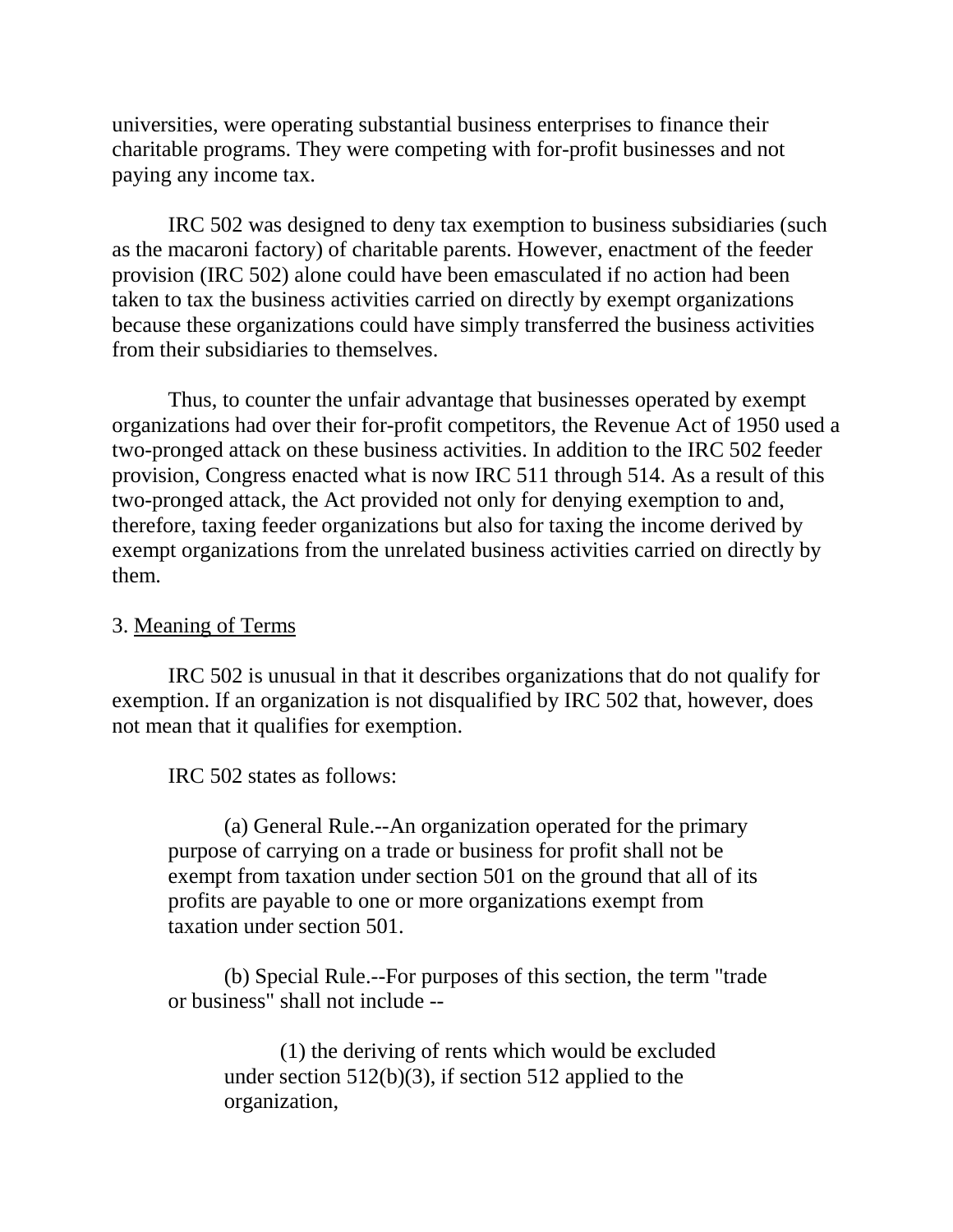universities, were operating substantial business enterprises to finance their charitable programs. They were competing with for-profit businesses and not paying any income tax.

IRC 502 was designed to deny tax exemption to business subsidiaries (such as the macaroni factory) of charitable parents. However, enactment of the feeder provision (IRC 502) alone could have been emasculated if no action had been taken to tax the business activities carried on directly by exempt organizations because these organizations could have simply transferred the business activities from their subsidiaries to themselves.

Thus, to counter the unfair advantage that businesses operated by exempt organizations had over their for-profit competitors, the Revenue Act of 1950 used a two-pronged attack on these business activities. In addition to the IRC 502 feeder provision, Congress enacted what is now IRC 511 through 514. As a result of this two-pronged attack, the Act provided not only for denying exemption to and, therefore, taxing feeder organizations but also for taxing the income derived by exempt organizations from the unrelated business activities carried on directly by them.

3. Meaning of Terms

IRC 502 is unusual in that it describes organizations that do not qualify for exemption. If an organization is not disqualified by IRC 502 that, however, does not mean that it qualifies for exemption.

IRC 502 states as follows:

> (a) General Rule.--An organization operated for the primary purpose of carrying on a trade or business for profit shall not be exempt from taxation under section 501 on the ground that all of its profits are payable to one or more organizations exempt from taxation under section 501.
>
> (b) Special Rule.--For purposes of this section, the term "trade or business" shall not include --
>
> > (1) the deriving of rents which would be excluded under section 512(b)(3), if section 512 applied to the organization,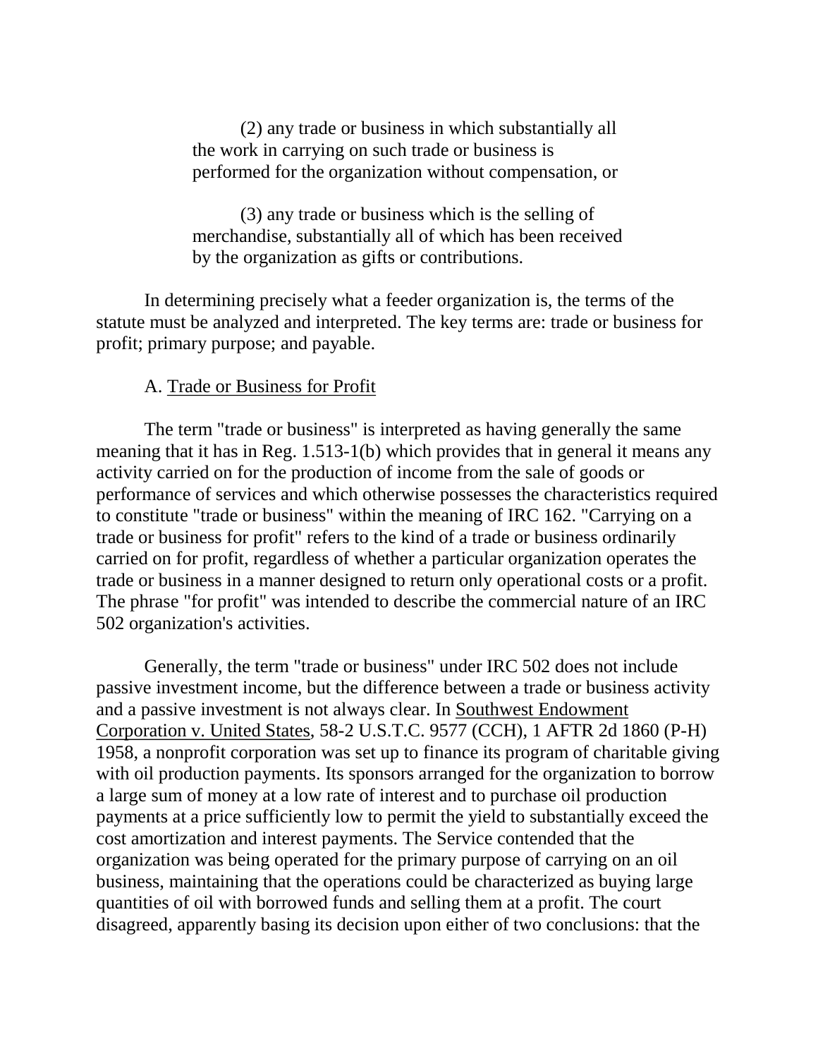(2) any trade or business in which substantially all the work in carrying on such trade or business is performed for the organization without compensation, or

(3) any trade or business which is the selling of merchandise, substantially all of which has been received by the organization as gifts or contributions.

In determining precisely what a feeder organization is, the terms of the statute must be analyzed and interpreted. The key terms are: trade or business for profit; primary purpose; and payable.

A. Trade or Business for Profit

The term "trade or business" is interpreted as having generally the same meaning that it has in Reg. 1.513-1(b) which provides that in general it means any activity carried on for the production of income from the sale of goods or performance of services and which otherwise possesses the characteristics required to constitute "trade or business" within the meaning of IRC 162. "Carrying on a trade or business for profit" refers to the kind of a trade or business ordinarily carried on for profit, regardless of whether a particular organization operates the trade or business in a manner designed to return only operational costs or a profit. The phrase "for profit" was intended to describe the commercial nature of an IRC 502 organization's activities.

Generally, the term "trade or business" under IRC 502 does not include passive investment income, but the difference between a trade or business activity and a passive investment is not always clear. In Southwest Endowment Corporation v. United States, 58-2 U.S.T.C. 9577 (CCH), 1 AFTR 2d 1860 (P-H) 1958, a nonprofit corporation was set up to finance its program of charitable giving with oil production payments. Its sponsors arranged for the organization to borrow a large sum of money at a low rate of interest and to purchase oil production payments at a price sufficiently low to permit the yield to substantially exceed the cost amortization and interest payments. The Service contended that the organization was being operated for the primary purpose of carrying on an oil business, maintaining that the operations could be characterized as buying large quantities of oil with borrowed funds and selling them at a profit. The court disagreed, apparently basing its decision upon either of two conclusions: that the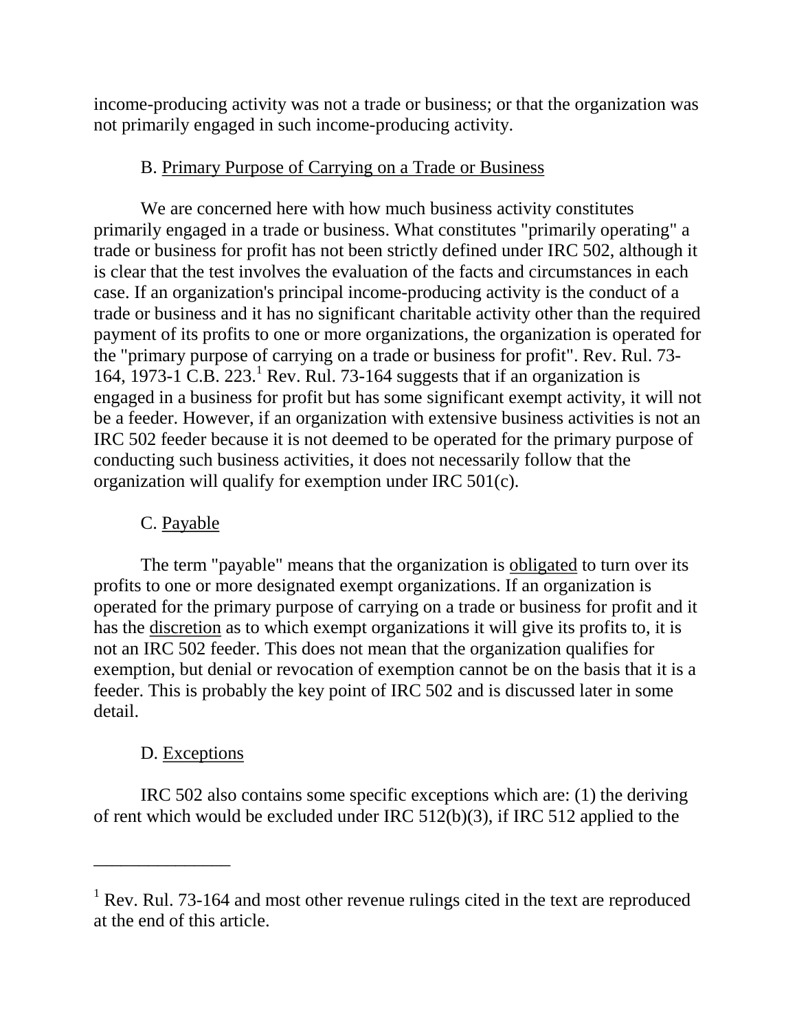income-producing activity was not a trade or business; or that the organization was not primarily engaged in such income-producing activity.

B. Primary Purpose of Carrying on a Trade or Business

We are concerned here with how much business activity constitutes primarily engaged in a trade or business. What constitutes "primarily operating" a trade or business for profit has not been strictly defined under IRC 502, although it is clear that the test involves the evaluation of the facts and circumstances in each case. If an organization's principal income-producing activity is the conduct of a trade or business and it has no significant charitable activity other than the required payment of its profits to one or more organizations, the organization is operated for the "primary purpose of carrying on a trade or business for profit". Rev. Rul. 73-164, 1973-1 C.B. 223.[1] Rev. Rul. 73-164 suggests that if an organization is engaged in a business for profit but has some significant exempt activity, it will not be a feeder. However, if an organization with extensive business activities is not an IRC 502 feeder because it is not deemed to be operated for the primary purpose of conducting such business activities, it does not necessarily follow that the organization will qualify for exemption under IRC 501(c).

C. Payable

The term "payable" means that the organization is obligated to turn over its profits to one or more designated exempt organizations. If an organization is operated for the primary purpose of carrying on a trade or business for profit and it has the discretion as to which exempt organizations it will give its profits to, it is not an IRC 502 feeder. This does not mean that the organization qualifies for exemption, but denial or revocation of exemption cannot be on the basis that it is a feeder. This is probably the key point of IRC 502 and is discussed later in some detail.

D. Exceptions

IRC 502 also contains some specific exceptions which are: (1) the deriving of rent which would be excluded under IRC 512(b)(3), if IRC 512 applied to the

---

[1] Rev. Rul. 73-164 and most other revenue rulings cited in the text are reproduced at the end of this article.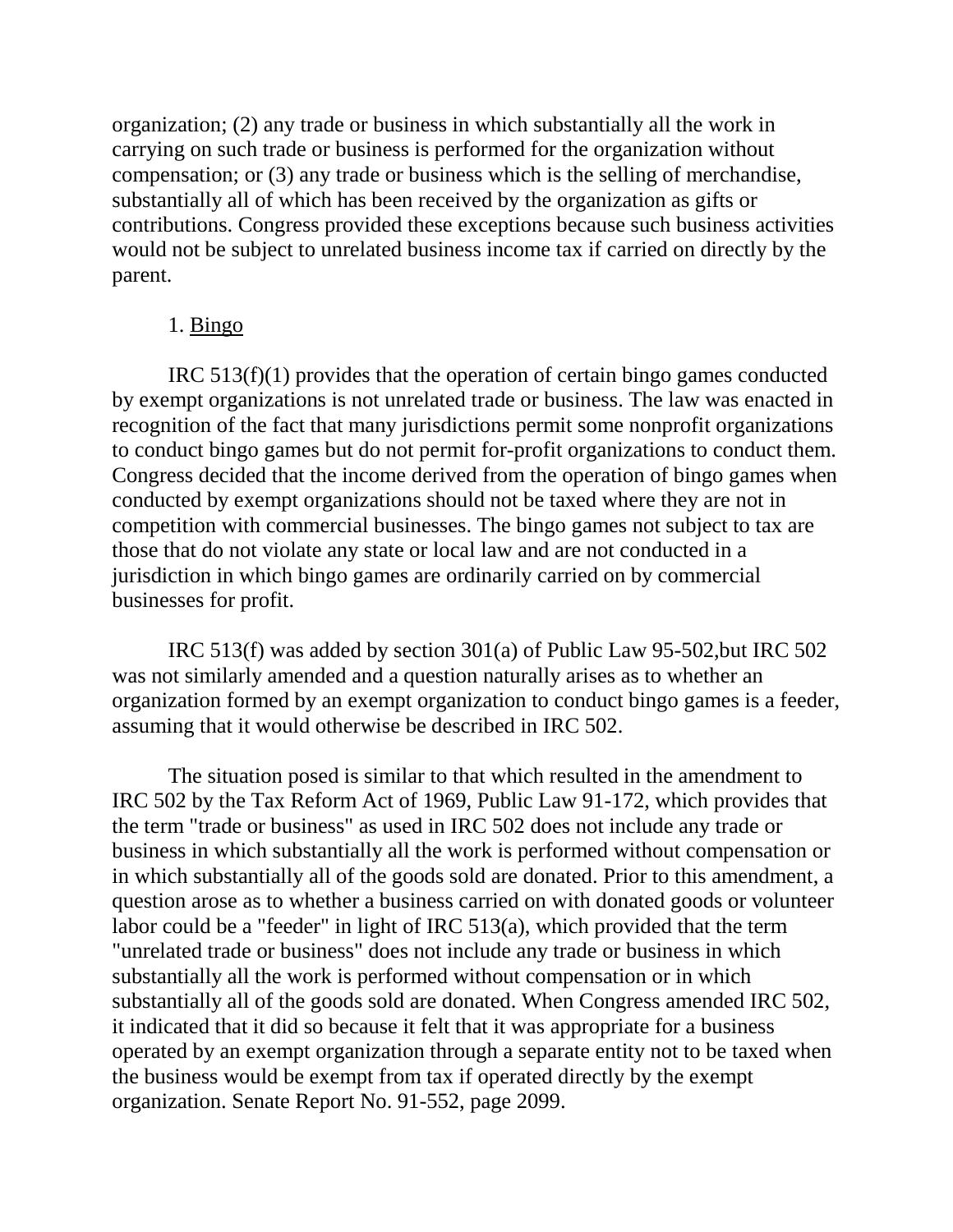organization; (2) any trade or business in which substantially all the work in carrying on such trade or business is performed for the organization without compensation; or (3) any trade or business which is the selling of merchandise, substantially all of which has been received by the organization as gifts or contributions. Congress provided these exceptions because such business activities would not be subject to unrelated business income tax if carried on directly by the parent.

1. <u>Bingo</u>

IRC 513(f)(1) provides that the operation of certain bingo games conducted by exempt organizations is not unrelated trade or business. The law was enacted in recognition of the fact that many jurisdictions permit some nonprofit organizations to conduct bingo games but do not permit for-profit organizations to conduct them. Congress decided that the income derived from the operation of bingo games when conducted by exempt organizations should not be taxed where they are not in competition with commercial businesses. The bingo games not subject to tax are those that do not violate any state or local law and are not conducted in a jurisdiction in which bingo games are ordinarily carried on by commercial businesses for profit.

IRC 513(f) was added by section 301(a) of Public Law 95-502,but IRC 502 was not similarly amended and a question naturally arises as to whether an organization formed by an exempt organization to conduct bingo games is a feeder, assuming that it would otherwise be described in IRC 502.

The situation posed is similar to that which resulted in the amendment to IRC 502 by the Tax Reform Act of 1969, Public Law 91-172, which provides that the term "trade or business" as used in IRC 502 does not include any trade or business in which substantially all the work is performed without compensation or in which substantially all of the goods sold are donated. Prior to this amendment, a question arose as to whether a business carried on with donated goods or volunteer labor could be a "feeder" in light of IRC 513(a), which provided that the term "unrelated trade or business" does not include any trade or business in which substantially all the work is performed without compensation or in which substantially all of the goods sold are donated. When Congress amended IRC 502, it indicated that it did so because it felt that it was appropriate for a business operated by an exempt organization through a separate entity not to be taxed when the business would be exempt from tax if operated directly by the exempt organization. Senate Report No. 91-552, page 2099.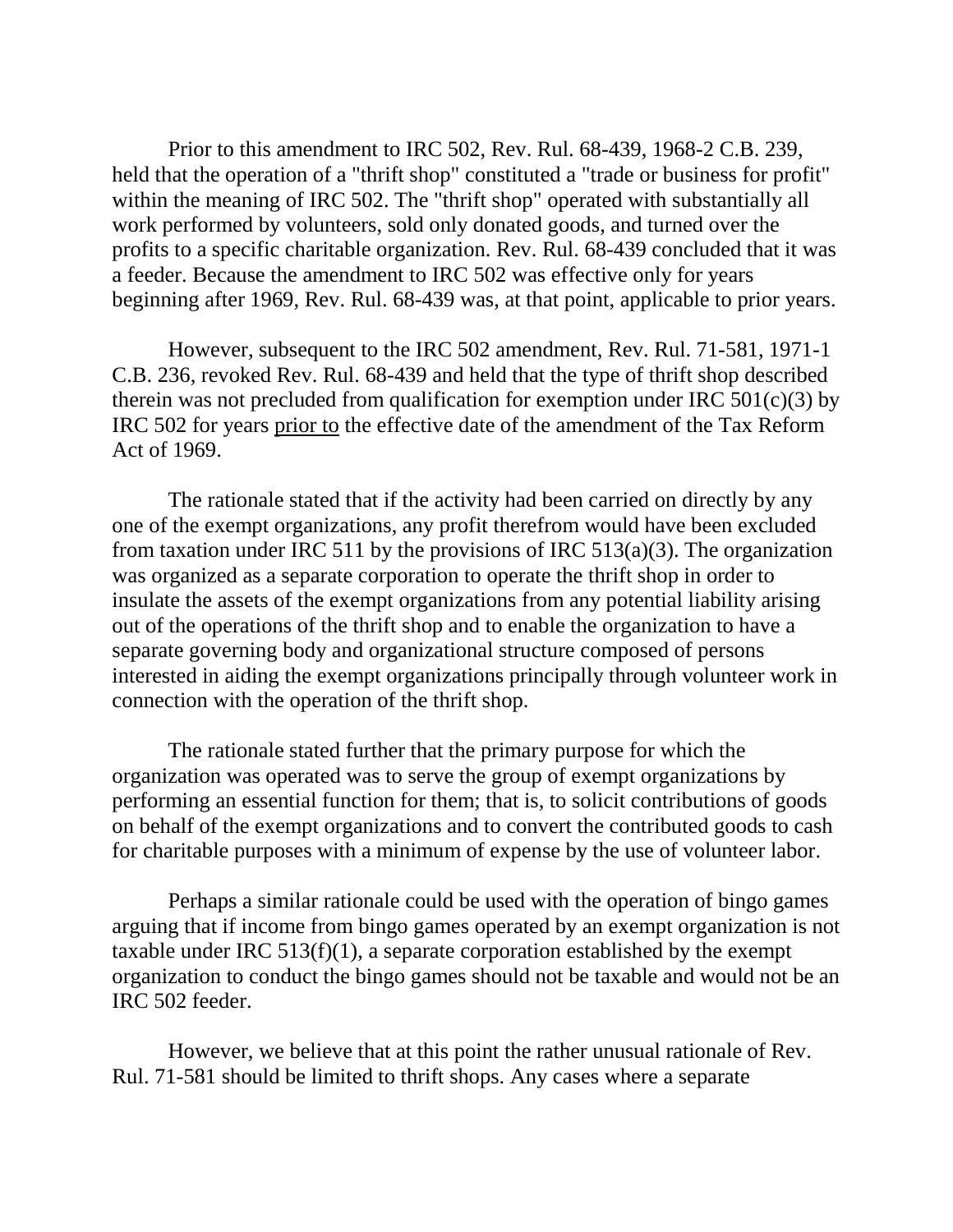Prior to this amendment to IRC 502, Rev. Rul. 68-439, 1968-2 C.B. 239, held that the operation of a "thrift shop" constituted a "trade or business for profit" within the meaning of IRC 502. The "thrift shop" operated with substantially all work performed by volunteers, sold only donated goods, and turned over the profits to a specific charitable organization. Rev. Rul. 68-439 concluded that it was a feeder. Because the amendment to IRC 502 was effective only for years beginning after 1969, Rev. Rul. 68-439 was, at that point, applicable to prior years.

However, subsequent to the IRC 502 amendment, Rev. Rul. 71-581, 1971-1 C.B. 236, revoked Rev. Rul. 68-439 and held that the type of thrift shop described therein was not precluded from qualification for exemption under IRC 501(c)(3) by IRC 502 for years prior to the effective date of the amendment of the Tax Reform Act of 1969.

The rationale stated that if the activity had been carried on directly by any one of the exempt organizations, any profit therefrom would have been excluded from taxation under IRC 511 by the provisions of IRC 513(a)(3). The organization was organized as a separate corporation to operate the thrift shop in order to insulate the assets of the exempt organizations from any potential liability arising out of the operations of the thrift shop and to enable the organization to have a separate governing body and organizational structure composed of persons interested in aiding the exempt organizations principally through volunteer work in connection with the operation of the thrift shop.

The rationale stated further that the primary purpose for which the organization was operated was to serve the group of exempt organizations by performing an essential function for them; that is, to solicit contributions of goods on behalf of the exempt organizations and to convert the contributed goods to cash for charitable purposes with a minimum of expense by the use of volunteer labor.

Perhaps a similar rationale could be used with the operation of bingo games arguing that if income from bingo games operated by an exempt organization is not taxable under IRC 513(f)(1), a separate corporation established by the exempt organization to conduct the bingo games should not be taxable and would not be an IRC 502 feeder.

However, we believe that at this point the rather unusual rationale of Rev. Rul. 71-581 should be limited to thrift shops. Any cases where a separate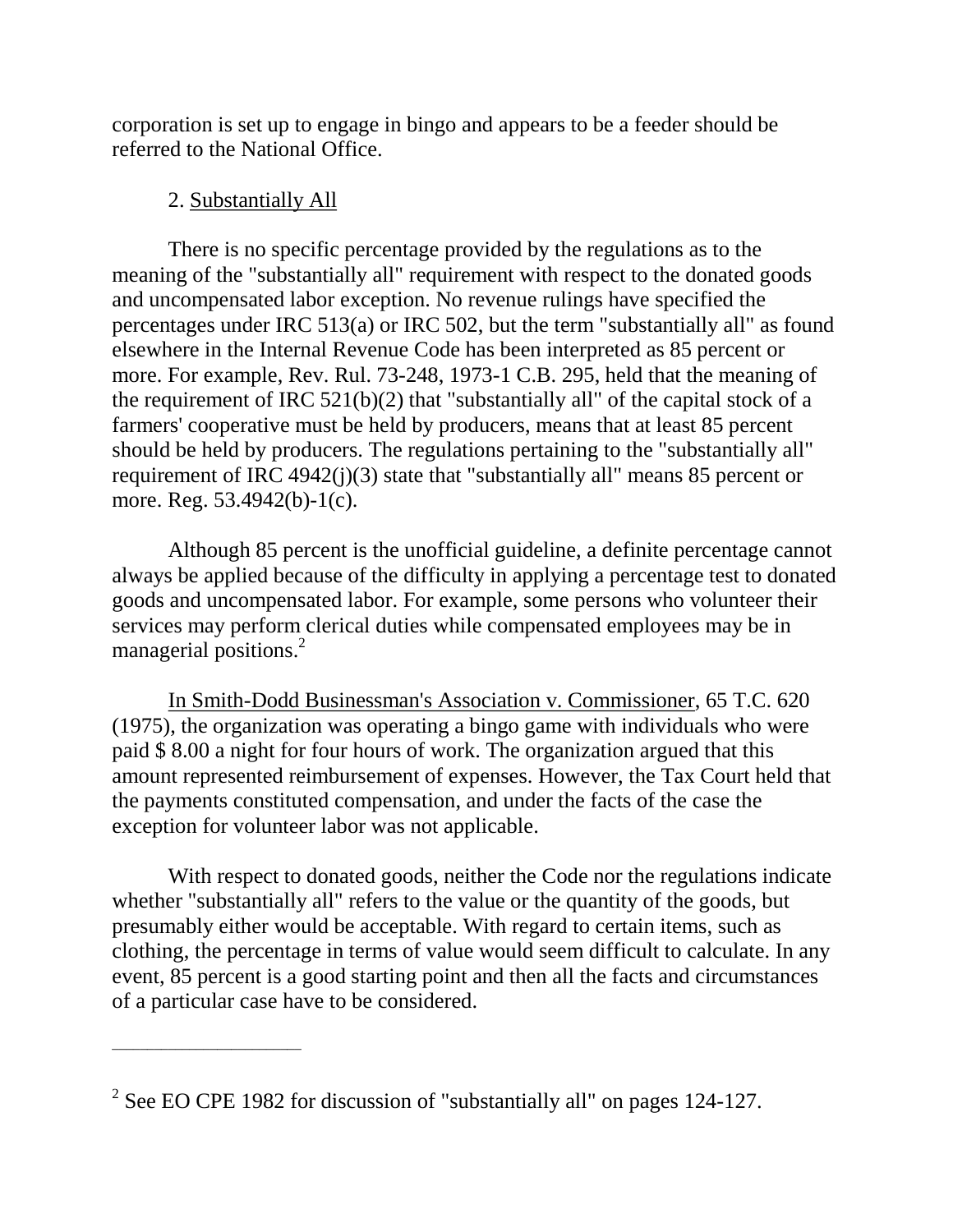corporation is set up to engage in bingo and appears to be a feeder should be referred to the National Office.

2. Substantially All

There is no specific percentage provided by the regulations as to the meaning of the "substantially all" requirement with respect to the donated goods and uncompensated labor exception. No revenue rulings have specified the percentages under IRC 513(a) or IRC 502, but the term "substantially all" as found elsewhere in the Internal Revenue Code has been interpreted as 85 percent or more. For example, Rev. Rul. 73-248, 1973-1 C.B. 295, held that the meaning of the requirement of IRC 521(b)(2) that "substantially all" of the capital stock of a farmers' cooperative must be held by producers, means that at least 85 percent should be held by producers. The regulations pertaining to the "substantially all" requirement of IRC 4942(j)(3) state that "substantially all" means 85 percent or more. Reg. 53.4942(b)-1(c).

Although 85 percent is the unofficial guideline, a definite percentage cannot always be applied because of the difficulty in applying a percentage test to donated goods and uncompensated labor. For example, some persons who volunteer their services may perform clerical duties while compensated employees may be in managerial positions.[2]

In Smith-Dodd Businessman's Association v. Commissioner, 65 T.C. 620 (1975), the organization was operating a bingo game with individuals who were paid $ 8.00 a night for four hours of work. The organization argued that this amount represented reimbursement of expenses. However, the Tax Court held that the payments constituted compensation, and under the facts of the case the exception for volunteer labor was not applicable.

With respect to donated goods, neither the Code nor the regulations indicate whether "substantially all" refers to the value or the quantity of the goods, but presumably either would be acceptable. With regard to certain items, such as clothing, the percentage in terms of value would seem difficult to calculate. In any event, 85 percent is a good starting point and then all the facts and circumstances of a particular case have to be considered.

---

[2] See EO CPE 1982 for discussion of "substantially all" on pages 124-127.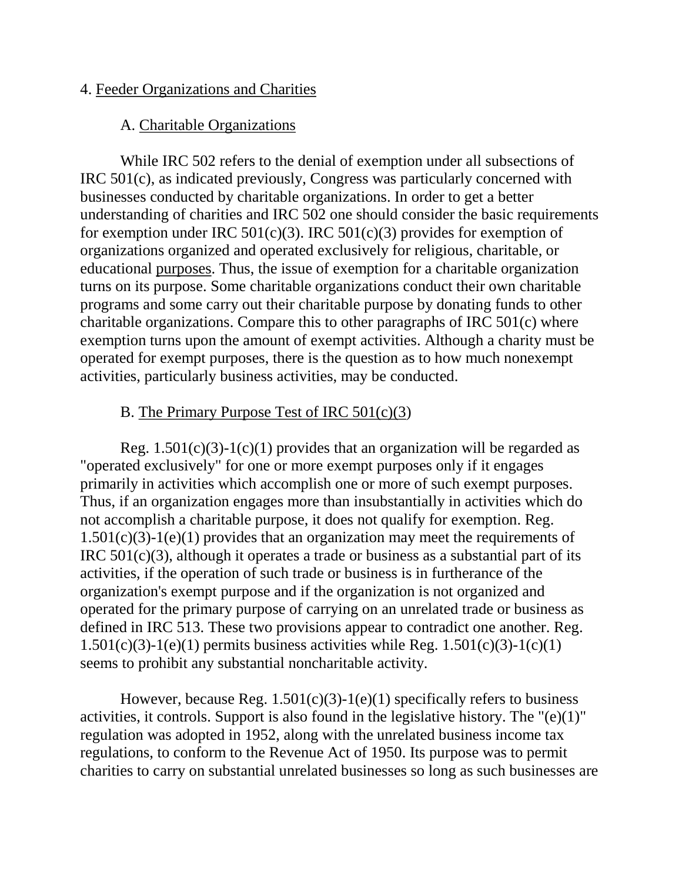4. Feeder Organizations and Charities

A. Charitable Organizations

While IRC 502 refers to the denial of exemption under all subsections of IRC 501(c), as indicated previously, Congress was particularly concerned with businesses conducted by charitable organizations. In order to get a better understanding of charities and IRC 502 one should consider the basic requirements for exemption under IRC 501(c)(3). IRC 501(c)(3) provides for exemption of organizations organized and operated exclusively for religious, charitable, or educational purposes. Thus, the issue of exemption for a charitable organization turns on its purpose. Some charitable organizations conduct their own charitable programs and some carry out their charitable purpose by donating funds to other charitable organizations. Compare this to other paragraphs of IRC 501(c) where exemption turns upon the amount of exempt activities. Although a charity must be operated for exempt purposes, there is the question as to how much nonexempt activities, particularly business activities, may be conducted.

B. The Primary Purpose Test of IRC 501(c)(3)

Reg. 1.501(c)(3)-1(c)(1) provides that an organization will be regarded as "operated exclusively" for one or more exempt purposes only if it engages primarily in activities which accomplish one or more of such exempt purposes. Thus, if an organization engages more than insubstantially in activities which do not accomplish a charitable purpose, it does not qualify for exemption. Reg. 1.501(c)(3)-1(e)(1) provides that an organization may meet the requirements of IRC 501(c)(3), although it operates a trade or business as a substantial part of its activities, if the operation of such trade or business is in furtherance of the organization's exempt purpose and if the organization is not organized and operated for the primary purpose of carrying on an unrelated trade or business as defined in IRC 513. These two provisions appear to contradict one another. Reg. 1.501(c)(3)-1(e)(1) permits business activities while Reg. 1.501(c)(3)-1(c)(1) seems to prohibit any substantial noncharitable activity.

However, because Reg. 1.501(c)(3)-1(e)(1) specifically refers to business activities, it controls. Support is also found in the legislative history. The "(e)(1)" regulation was adopted in 1952, along with the unrelated business income tax regulations, to conform to the Revenue Act of 1950. Its purpose was to permit charities to carry on substantial unrelated businesses so long as such businesses are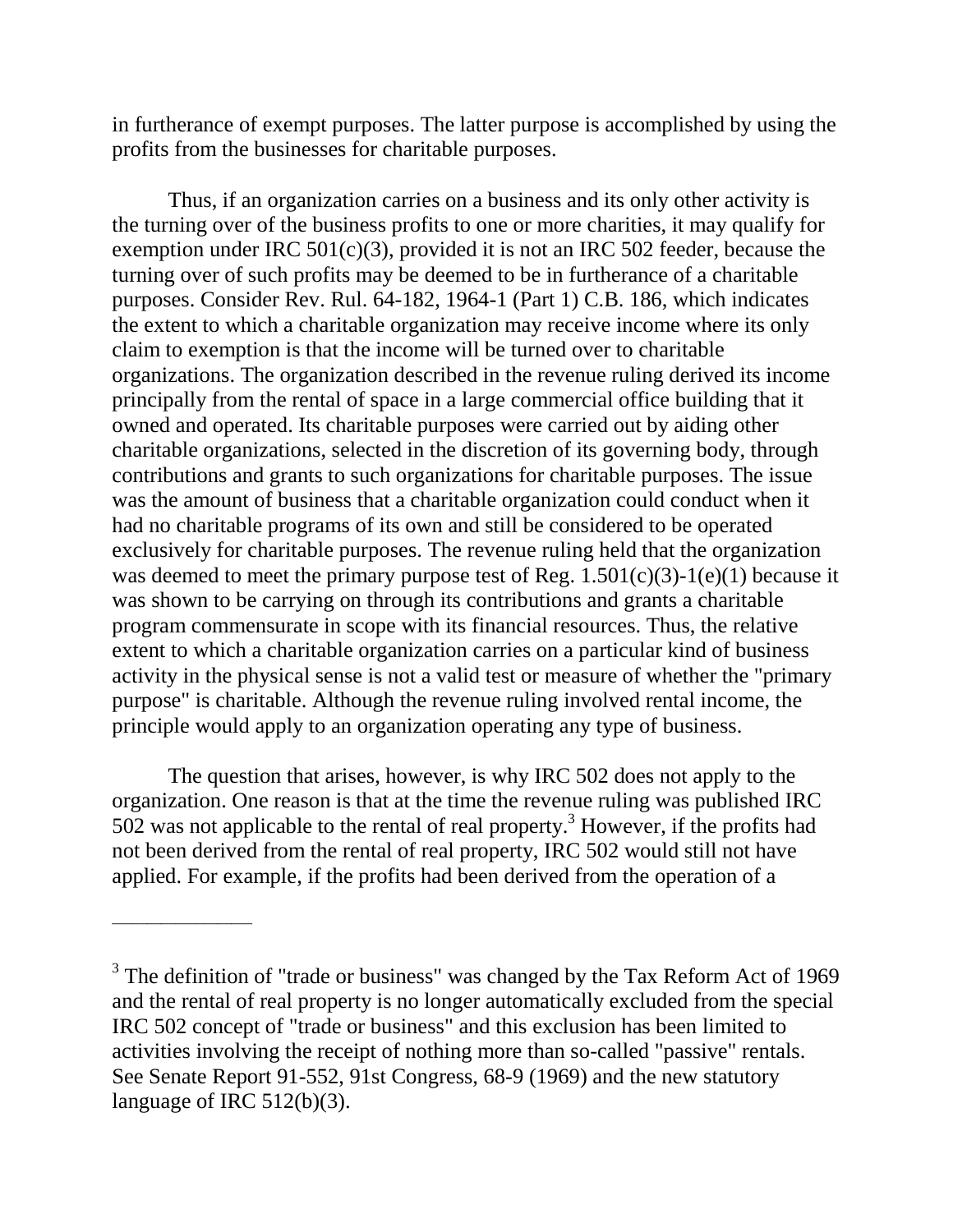in furtherance of exempt purposes. The latter purpose is accomplished by using the profits from the businesses for charitable purposes.

Thus, if an organization carries on a business and its only other activity is the turning over of the business profits to one or more charities, it may qualify for exemption under IRC 501(c)(3), provided it is not an IRC 502 feeder, because the turning over of such profits may be deemed to be in furtherance of a charitable purposes. Consider Rev. Rul. 64-182, 1964-1 (Part 1) C.B. 186, which indicates the extent to which a charitable organization may receive income where its only claim to exemption is that the income will be turned over to charitable organizations. The organization described in the revenue ruling derived its income principally from the rental of space in a large commercial office building that it owned and operated. Its charitable purposes were carried out by aiding other charitable organizations, selected in the discretion of its governing body, through contributions and grants to such organizations for charitable purposes. The issue was the amount of business that a charitable organization could conduct when it had no charitable programs of its own and still be considered to be operated exclusively for charitable purposes. The revenue ruling held that the organization was deemed to meet the primary purpose test of Reg. 1.501(c)(3)-1(e)(1) because it was shown to be carrying on through its contributions and grants a charitable program commensurate in scope with its financial resources. Thus, the relative extent to which a charitable organization carries on a particular kind of business activity in the physical sense is not a valid test or measure of whether the "primary purpose" is charitable. Although the revenue ruling involved rental income, the principle would apply to an organization operating any type of business.

The question that arises, however, is why IRC 502 does not apply to the organization. One reason is that at the time the revenue ruling was published IRC 502 was not applicable to the rental of real property.[3] However, if the profits had not been derived from the rental of real property, IRC 502 would still not have applied. For example, if the profits had been derived from the operation of a

---

[3] The definition of "trade or business" was changed by the Tax Reform Act of 1969 and the rental of real property is no longer automatically excluded from the special IRC 502 concept of "trade or business" and this exclusion has been limited to activities involving the receipt of nothing more than so-called "passive" rentals. See Senate Report 91-552, 91st Congress, 68-9 (1969) and the new statutory language of IRC 512(b)(3).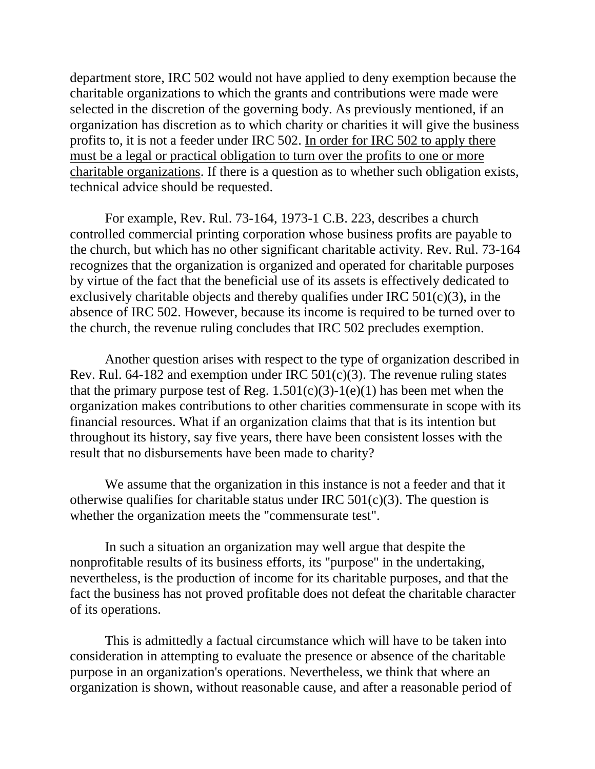department store, IRC 502 would not have applied to deny exemption because the charitable organizations to which the grants and contributions were made were selected in the discretion of the governing body. As previously mentioned, if an organization has discretion as to which charity or charities it will give the business profits to, it is not a feeder under IRC 502. <u>In order for IRC 502 to apply there must be a legal or practical obligation to turn over the profits to one or more charitable organizations</u>. If there is a question as to whether such obligation exists, technical advice should be requested.

For example, Rev. Rul. 73-164, 1973-1 C.B. 223, describes a church controlled commercial printing corporation whose business profits are payable to the church, but which has no other significant charitable activity. Rev. Rul. 73-164 recognizes that the organization is organized and operated for charitable purposes by virtue of the fact that the beneficial use of its assets is effectively dedicated to exclusively charitable objects and thereby qualifies under IRC 501(c)(3), in the absence of IRC 502. However, because its income is required to be turned over to the church, the revenue ruling concludes that IRC 502 precludes exemption.

Another question arises with respect to the type of organization described in Rev. Rul. 64-182 and exemption under IRC 501(c)(3). The revenue ruling states that the primary purpose test of Reg. 1.501(c)(3)-1(e)(1) has been met when the organization makes contributions to other charities commensurate in scope with its financial resources. What if an organization claims that that is its intention but throughout its history, say five years, there have been consistent losses with the result that no disbursements have been made to charity?

We assume that the organization in this instance is not a feeder and that it otherwise qualifies for charitable status under IRC 501(c)(3). The question is whether the organization meets the "commensurate test".

In such a situation an organization may well argue that despite the nonprofitable results of its business efforts, its "purpose" in the undertaking, nevertheless, is the production of income for its charitable purposes, and that the fact the business has not proved profitable does not defeat the charitable character of its operations.

This is admittedly a factual circumstance which will have to be taken into consideration in attempting to evaluate the presence or absence of the charitable purpose in an organization's operations. Nevertheless, we think that where an organization is shown, without reasonable cause, and after a reasonable period of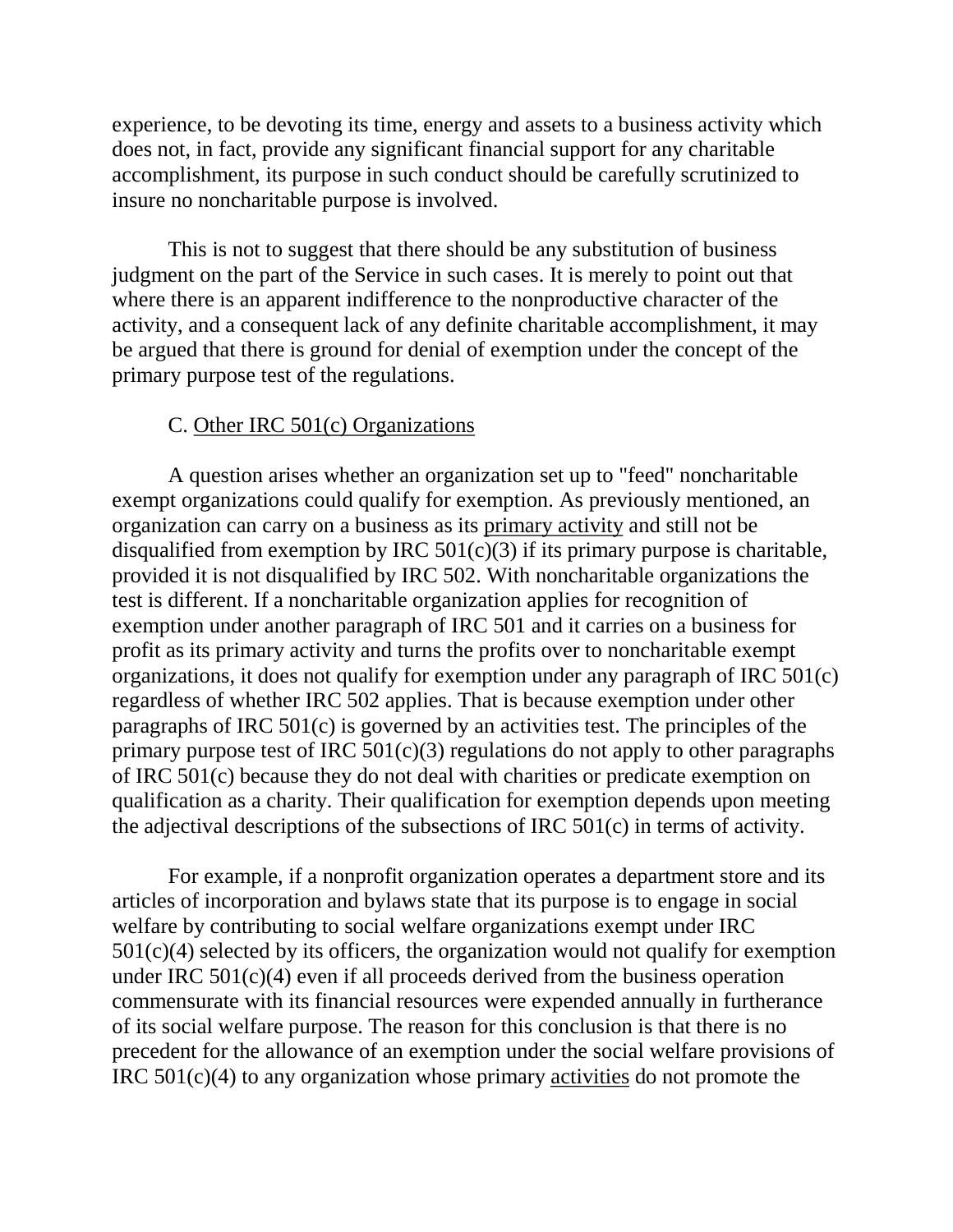experience, to be devoting its time, energy and assets to a business activity which does not, in fact, provide any significant financial support for any charitable accomplishment, its purpose in such conduct should be carefully scrutinized to insure no noncharitable purpose is involved.

This is not to suggest that there should be any substitution of business judgment on the part of the Service in such cases. It is merely to point out that where there is an apparent indifference to the nonproductive character of the activity, and a consequent lack of any definite charitable accomplishment, it may be argued that there is ground for denial of exemption under the concept of the primary purpose test of the regulations.

C. Other IRC 501(c) Organizations

A question arises whether an organization set up to "feed" noncharitable exempt organizations could qualify for exemption. As previously mentioned, an organization can carry on a business as its primary activity and still not be disqualified from exemption by IRC 501(c)(3) if its primary purpose is charitable, provided it is not disqualified by IRC 502. With noncharitable organizations the test is different. If a noncharitable organization applies for recognition of exemption under another paragraph of IRC 501 and it carries on a business for profit as its primary activity and turns the profits over to noncharitable exempt organizations, it does not qualify for exemption under any paragraph of IRC 501(c) regardless of whether IRC 502 applies. That is because exemption under other paragraphs of IRC 501(c) is governed by an activities test. The principles of the primary purpose test of IRC 501(c)(3) regulations do not apply to other paragraphs of IRC 501(c) because they do not deal with charities or predicate exemption on qualification as a charity. Their qualification for exemption depends upon meeting the adjectival descriptions of the subsections of IRC 501(c) in terms of activity.

For example, if a nonprofit organization operates a department store and its articles of incorporation and bylaws state that its purpose is to engage in social welfare by contributing to social welfare organizations exempt under IRC 501(c)(4) selected by its officers, the organization would not qualify for exemption under IRC 501(c)(4) even if all proceeds derived from the business operation commensurate with its financial resources were expended annually in furtherance of its social welfare purpose. The reason for this conclusion is that there is no precedent for the allowance of an exemption under the social welfare provisions of IRC 501(c)(4) to any organization whose primary activities do not promote the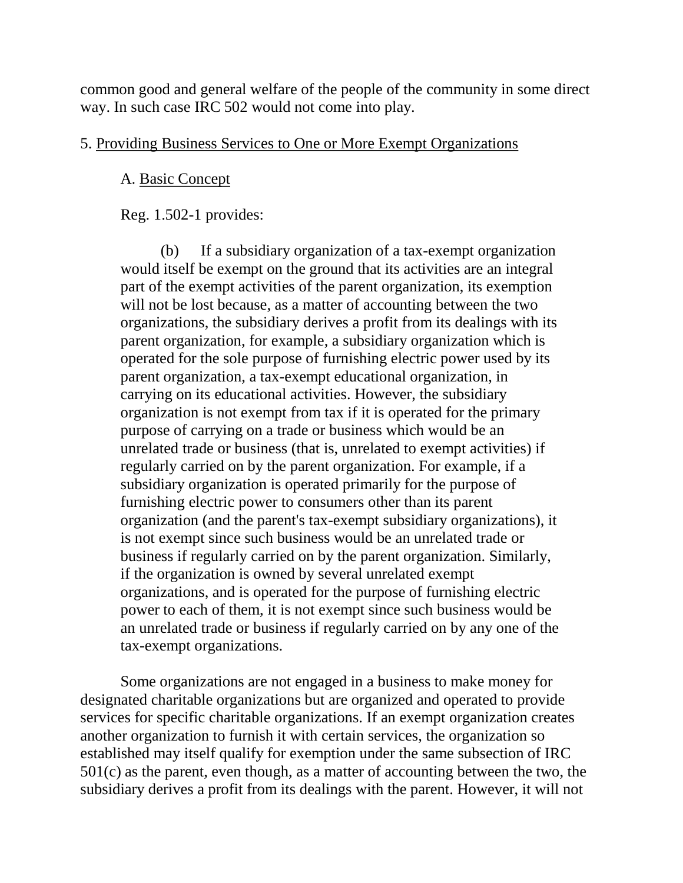common good and general welfare of the people of the community in some direct way. In such case IRC 502 would not come into play.

5. <u>Providing Business Services to One or More Exempt Organizations</u>

A. <u>Basic Concept</u>

Reg. 1.502-1 provides:

> (b) If a subsidiary organization of a tax-exempt organization would itself be exempt on the ground that its activities are an integral part of the exempt activities of the parent organization, its exemption will not be lost because, as a matter of accounting between the two organizations, the subsidiary derives a profit from its dealings with its parent organization, for example, a subsidiary organization which is operated for the sole purpose of furnishing electric power used by its parent organization, a tax-exempt educational organization, in carrying on its educational activities. However, the subsidiary organization is not exempt from tax if it is operated for the primary purpose of carrying on a trade or business which would be an unrelated trade or business (that is, unrelated to exempt activities) if regularly carried on by the parent organization. For example, if a subsidiary organization is operated primarily for the purpose of furnishing electric power to consumers other than its parent organization (and the parent's tax-exempt subsidiary organizations), it is not exempt since such business would be an unrelated trade or business if regularly carried on by the parent organization. Similarly, if the organization is owned by several unrelated exempt organizations, and is operated for the purpose of furnishing electric power to each of them, it is not exempt since such business would be an unrelated trade or business if regularly carried on by any one of the tax-exempt organizations.

Some organizations are not engaged in a business to make money for designated charitable organizations but are organized and operated to provide services for specific charitable organizations. If an exempt organization creates another organization to furnish it with certain services, the organization so established may itself qualify for exemption under the same subsection of IRC 501(c) as the parent, even though, as a matter of accounting between the two, the subsidiary derives a profit from its dealings with the parent. However, it will not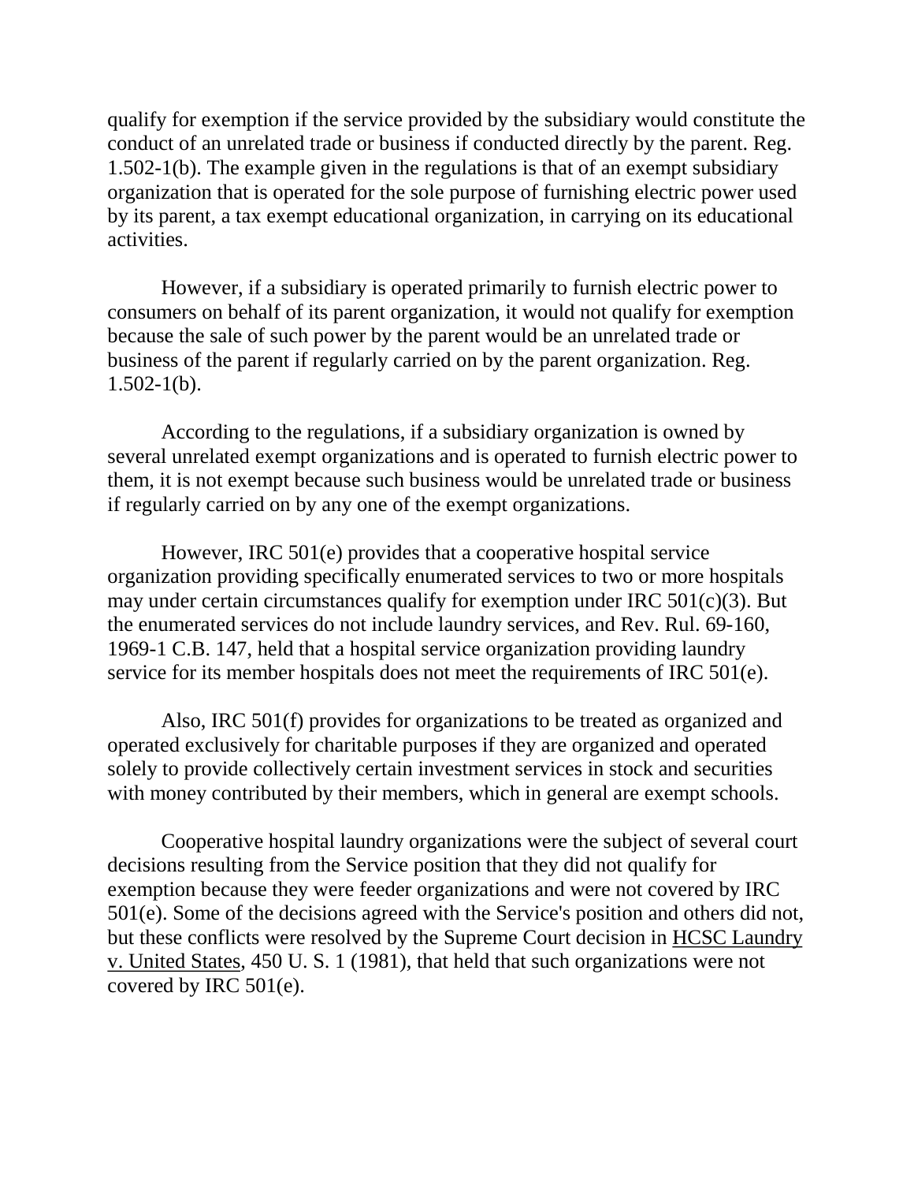qualify for exemption if the service provided by the subsidiary would constitute the conduct of an unrelated trade or business if conducted directly by the parent. Reg. 1.502-1(b). The example given in the regulations is that of an exempt subsidiary organization that is operated for the sole purpose of furnishing electric power used by its parent, a tax exempt educational organization, in carrying on its educational activities.

However, if a subsidiary is operated primarily to furnish electric power to consumers on behalf of its parent organization, it would not qualify for exemption because the sale of such power by the parent would be an unrelated trade or business of the parent if regularly carried on by the parent organization. Reg. 1.502-1(b).

According to the regulations, if a subsidiary organization is owned by several unrelated exempt organizations and is operated to furnish electric power to them, it is not exempt because such business would be unrelated trade or business if regularly carried on by any one of the exempt organizations.

However, IRC 501(e) provides that a cooperative hospital service organization providing specifically enumerated services to two or more hospitals may under certain circumstances qualify for exemption under IRC 501(c)(3). But the enumerated services do not include laundry services, and Rev. Rul. 69-160, 1969-1 C.B. 147, held that a hospital service organization providing laundry service for its member hospitals does not meet the requirements of IRC 501(e).

Also, IRC 501(f) provides for organizations to be treated as organized and operated exclusively for charitable purposes if they are organized and operated solely to provide collectively certain investment services in stock and securities with money contributed by their members, which in general are exempt schools.

Cooperative hospital laundry organizations were the subject of several court decisions resulting from the Service position that they did not qualify for exemption because they were feeder organizations and were not covered by IRC 501(e). Some of the decisions agreed with the Service's position and others did not, but these conflicts were resolved by the Supreme Court decision in HCSC Laundry v. United States, 450 U. S. 1 (1981), that held that such organizations were not covered by IRC 501(e).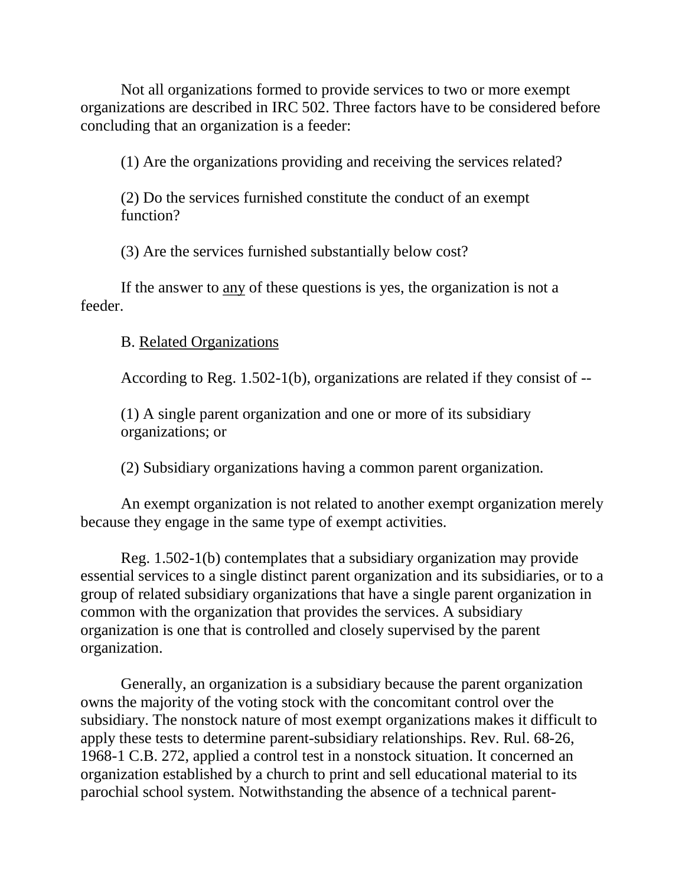Not all organizations formed to provide services to two or more exempt organizations are described in IRC 502. Three factors have to be considered before concluding that an organization is a feeder:

(1) Are the organizations providing and receiving the services related?

(2) Do the services furnished constitute the conduct of an exempt function?

(3) Are the services furnished substantially below cost?

If the answer to <u>any</u> of these questions is yes, the organization is not a feeder.

B. <u>Related Organizations</u>

According to Reg. 1.502-1(b), organizations are related if they consist of --

(1) A single parent organization and one or more of its subsidiary organizations; or

(2) Subsidiary organizations having a common parent organization.

An exempt organization is not related to another exempt organization merely because they engage in the same type of exempt activities.

Reg. 1.502-1(b) contemplates that a subsidiary organization may provide essential services to a single distinct parent organization and its subsidiaries, or to a group of related subsidiary organizations that have a single parent organization in common with the organization that provides the services. A subsidiary organization is one that is controlled and closely supervised by the parent organization.

Generally, an organization is a subsidiary because the parent organization owns the majority of the voting stock with the concomitant control over the subsidiary. The nonstock nature of most exempt organizations makes it difficult to apply these tests to determine parent-subsidiary relationships. Rev. Rul. 68-26, 1968-1 C.B. 272, applied a control test in a nonstock situation. It concerned an organization established by a church to print and sell educational material to its parochial school system. Notwithstanding the absence of a technical parent-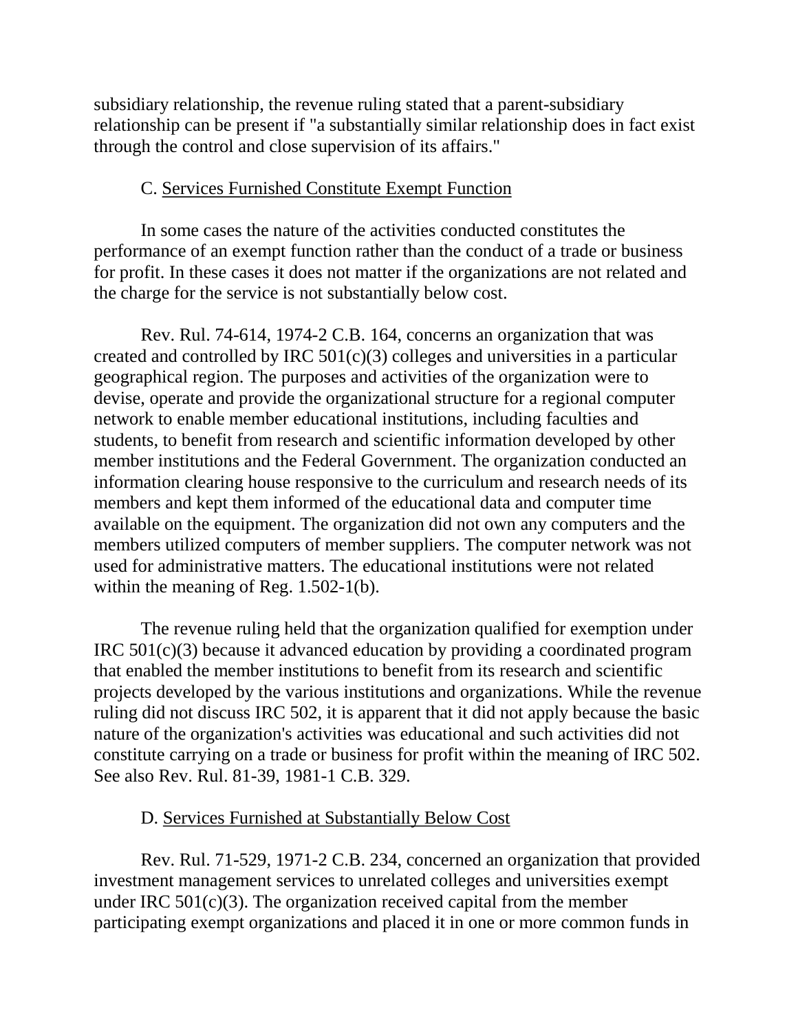subsidiary relationship, the revenue ruling stated that a parent-subsidiary relationship can be present if "a substantially similar relationship does in fact exist through the control and close supervision of its affairs."

C. <u>Services Furnished Constitute Exempt Function</u>

In some cases the nature of the activities conducted constitutes the performance of an exempt function rather than the conduct of a trade or business for profit. In these cases it does not matter if the organizations are not related and the charge for the service is not substantially below cost.

Rev. Rul. 74-614, 1974-2 C.B. 164, concerns an organization that was created and controlled by IRC 501(c)(3) colleges and universities in a particular geographical region. The purposes and activities of the organization were to devise, operate and provide the organizational structure for a regional computer network to enable member educational institutions, including faculties and students, to benefit from research and scientific information developed by other member institutions and the Federal Government. The organization conducted an information clearing house responsive to the curriculum and research needs of its members and kept them informed of the educational data and computer time available on the equipment. The organization did not own any computers and the members utilized computers of member suppliers. The computer network was not used for administrative matters. The educational institutions were not related within the meaning of Reg. 1.502-1(b).

The revenue ruling held that the organization qualified for exemption under IRC 501(c)(3) because it advanced education by providing a coordinated program that enabled the member institutions to benefit from its research and scientific projects developed by the various institutions and organizations. While the revenue ruling did not discuss IRC 502, it is apparent that it did not apply because the basic nature of the organization's activities was educational and such activities did not constitute carrying on a trade or business for profit within the meaning of IRC 502. See also Rev. Rul. 81-39, 1981-1 C.B. 329.

D. <u>Services Furnished at Substantially Below Cost</u>

Rev. Rul. 71-529, 1971-2 C.B. 234, concerned an organization that provided investment management services to unrelated colleges and universities exempt under IRC 501(c)(3). The organization received capital from the member participating exempt organizations and placed it in one or more common funds in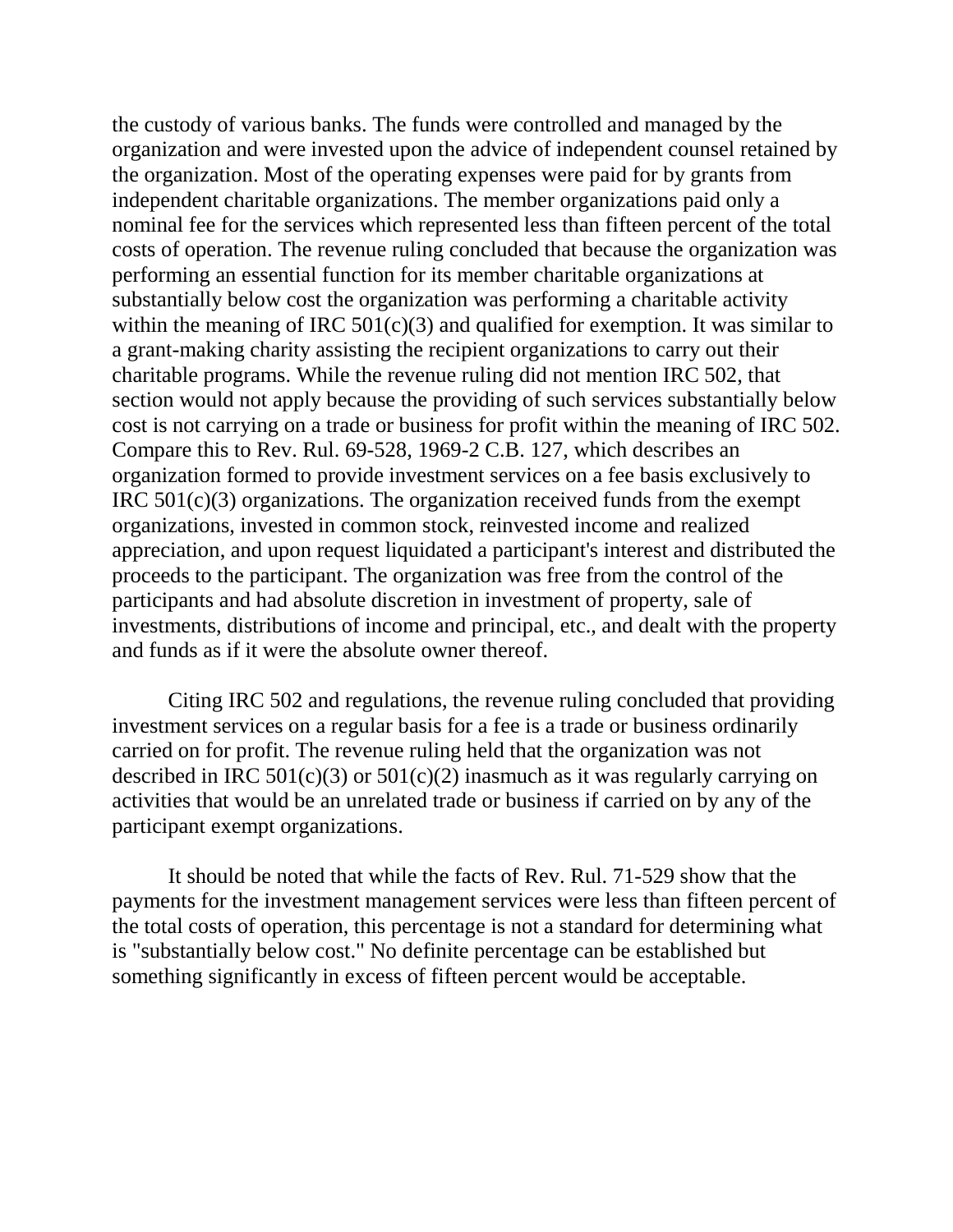the custody of various banks. The funds were controlled and managed by the organization and were invested upon the advice of independent counsel retained by the organization. Most of the operating expenses were paid for by grants from independent charitable organizations. The member organizations paid only a nominal fee for the services which represented less than fifteen percent of the total costs of operation. The revenue ruling concluded that because the organization was performing an essential function for its member charitable organizations at substantially below cost the organization was performing a charitable activity within the meaning of IRC 501(c)(3) and qualified for exemption. It was similar to a grant-making charity assisting the recipient organizations to carry out their charitable programs. While the revenue ruling did not mention IRC 502, that section would not apply because the providing of such services substantially below cost is not carrying on a trade or business for profit within the meaning of IRC 502. Compare this to Rev. Rul. 69-528, 1969-2 C.B. 127, which describes an organization formed to provide investment services on a fee basis exclusively to IRC 501(c)(3) organizations. The organization received funds from the exempt organizations, invested in common stock, reinvested income and realized appreciation, and upon request liquidated a participant's interest and distributed the proceeds to the participant. The organization was free from the control of the participants and had absolute discretion in investment of property, sale of investments, distributions of income and principal, etc., and dealt with the property and funds as if it were the absolute owner thereof.

Citing IRC 502 and regulations, the revenue ruling concluded that providing investment services on a regular basis for a fee is a trade or business ordinarily carried on for profit. The revenue ruling held that the organization was not described in IRC 501(c)(3) or 501(c)(2) inasmuch as it was regularly carrying on activities that would be an unrelated trade or business if carried on by any of the participant exempt organizations.

It should be noted that while the facts of Rev. Rul. 71-529 show that the payments for the investment management services were less than fifteen percent of the total costs of operation, this percentage is not a standard for determining what is "substantially below cost." No definite percentage can be established but something significantly in excess of fifteen percent would be acceptable.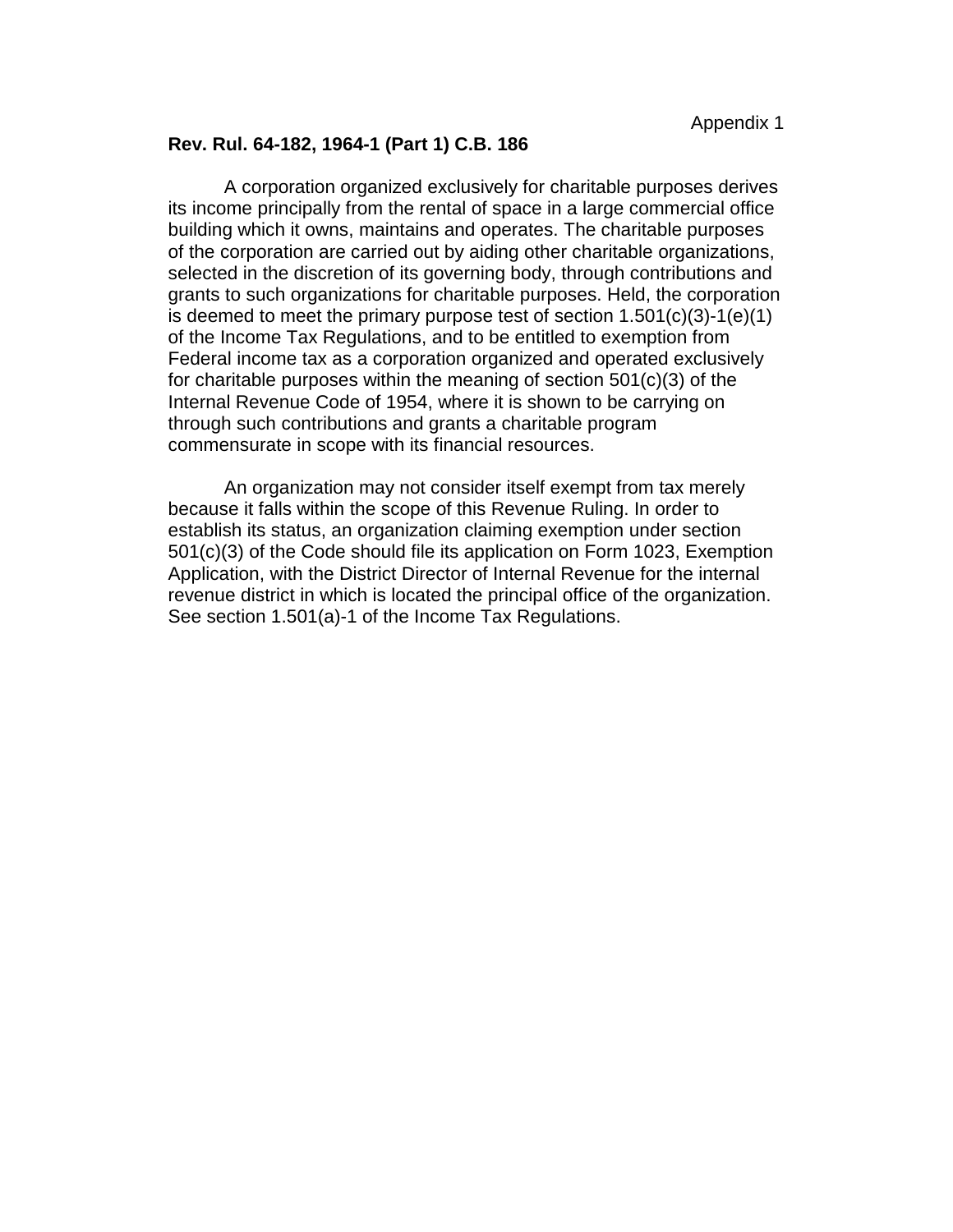Appendix 1

**Rev. Rul. 64-182, 1964-1 (Part 1) C.B. 186**

A corporation organized exclusively for charitable purposes derives its income principally from the rental of space in a large commercial office building which it owns, maintains and operates. The charitable purposes of the corporation are carried out by aiding other charitable organizations, selected in the discretion of its governing body, through contributions and grants to such organizations for charitable purposes. Held, the corporation is deemed to meet the primary purpose test of section 1.501(c)(3)-1(e)(1) of the Income Tax Regulations, and to be entitled to exemption from Federal income tax as a corporation organized and operated exclusively for charitable purposes within the meaning of section 501(c)(3) of the Internal Revenue Code of 1954, where it is shown to be carrying on through such contributions and grants a charitable program commensurate in scope with its financial resources.

An organization may not consider itself exempt from tax merely because it falls within the scope of this Revenue Ruling. In order to establish its status, an organization claiming exemption under section 501(c)(3) of the Code should file its application on Form 1023, Exemption Application, with the District Director of Internal Revenue for the internal revenue district in which is located the principal office of the organization. See section 1.501(a)-1 of the Income Tax Regulations.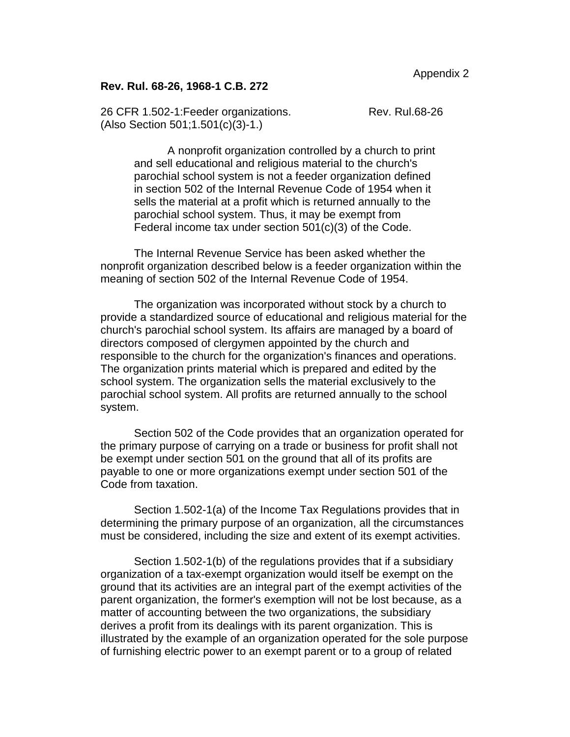Appendix 2

**Rev. Rul. 68-26, 1968-1 C.B. 272**

26 CFR 1.502-1:Feeder organizations. Rev. Rul.68-26
(Also Section 501;1.501(c)(3)-1.)

> A nonprofit organization controlled by a church to print and sell educational and religious material to the church's parochial school system is not a feeder organization defined in section 502 of the Internal Revenue Code of 1954 when it sells the material at a profit which is returned annually to the parochial school system. Thus, it may be exempt from Federal income tax under section 501(c)(3) of the Code.

The Internal Revenue Service has been asked whether the nonprofit organization described below is a feeder organization within the meaning of section 502 of the Internal Revenue Code of 1954.

The organization was incorporated without stock by a church to provide a standardized source of educational and religious material for the church's parochial school system. Its affairs are managed by a board of directors composed of clergymen appointed by the church and responsible to the church for the organization's finances and operations. The organization prints material which is prepared and edited by the school system. The organization sells the material exclusively to the parochial school system. All profits are returned annually to the school system.

Section 502 of the Code provides that an organization operated for the primary purpose of carrying on a trade or business for profit shall not be exempt under section 501 on the ground that all of its profits are payable to one or more organizations exempt under section 501 of the Code from taxation.

Section 1.502-1(a) of the Income Tax Regulations provides that in determining the primary purpose of an organization, all the circumstances must be considered, including the size and extent of its exempt activities.

Section 1.502-1(b) of the regulations provides that if a subsidiary organization of a tax-exempt organization would itself be exempt on the ground that its activities are an integral part of the exempt activities of the parent organization, the former's exemption will not be lost because, as a matter of accounting between the two organizations, the subsidiary derives a profit from its dealings with its parent organization. This is illustrated by the example of an organization operated for the sole purpose of furnishing electric power to an exempt parent or to a group of related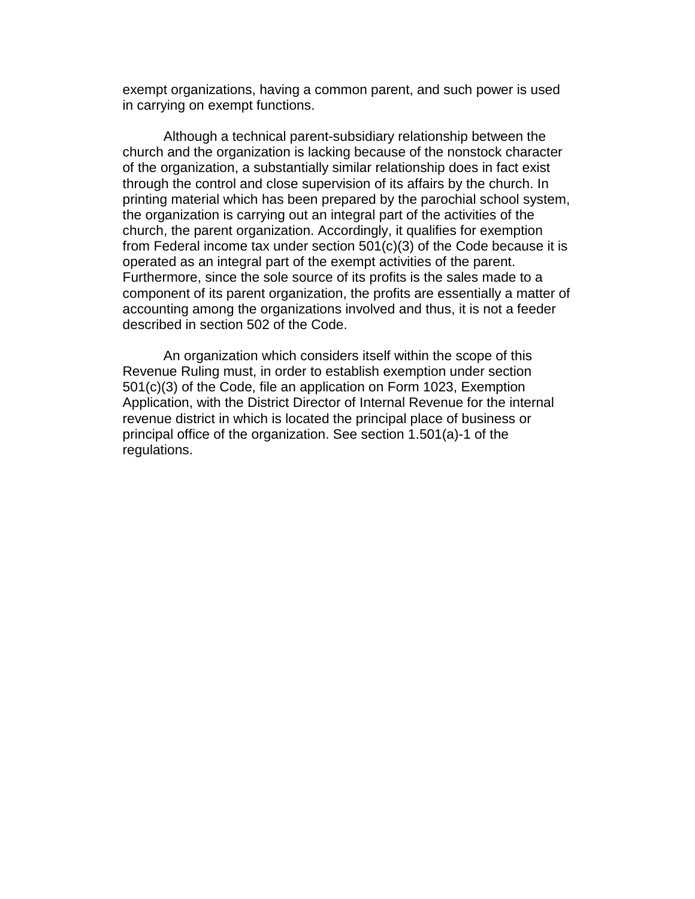exempt organizations, having a common parent, and such power is used in carrying on exempt functions.

Although a technical parent-subsidiary relationship between the church and the organization is lacking because of the nonstock character of the organization, a substantially similar relationship does in fact exist through the control and close supervision of its affairs by the church. In printing material which has been prepared by the parochial school system, the organization is carrying out an integral part of the activities of the church, the parent organization. Accordingly, it qualifies for exemption from Federal income tax under section 501(c)(3) of the Code because it is operated as an integral part of the exempt activities of the parent. Furthermore, since the sole source of its profits is the sales made to a component of its parent organization, the profits are essentially a matter of accounting among the organizations involved and thus, it is not a feeder described in section 502 of the Code.

An organization which considers itself within the scope of this Revenue Ruling must, in order to establish exemption under section 501(c)(3) of the Code, file an application on Form 1023, Exemption Application, with the District Director of Internal Revenue for the internal revenue district in which is located the principal place of business or principal office of the organization. See section 1.501(a)-1 of the regulations.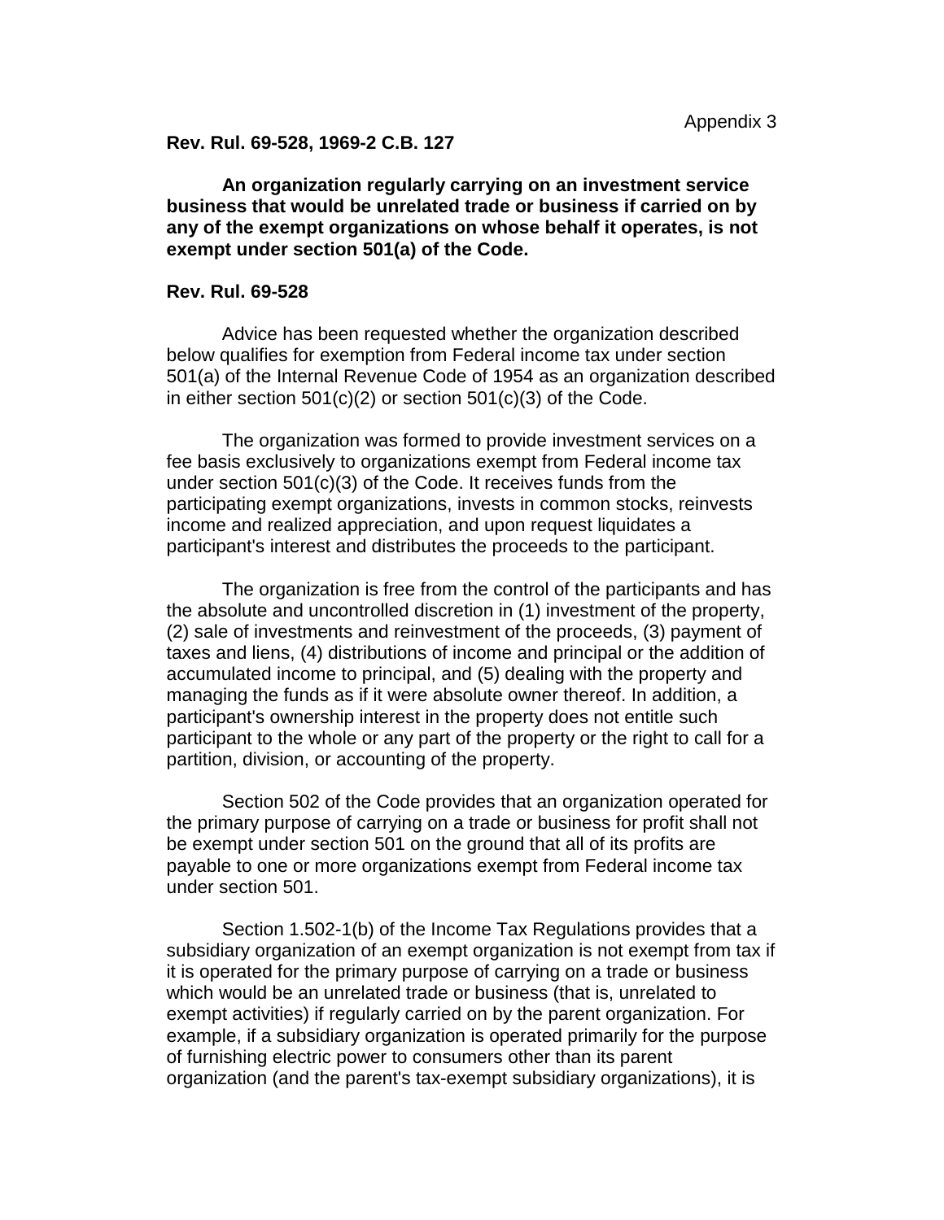Appendix 3

**Rev. Rul. 69-528, 1969-2 C.B. 127**

**An organization regularly carrying on an investment service business that would be unrelated trade or business if carried on by any of the exempt organizations on whose behalf it operates, is not exempt under section 501(a) of the Code.**

**Rev. Rul. 69-528**

Advice has been requested whether the organization described below qualifies for exemption from Federal income tax under section 501(a) of the Internal Revenue Code of 1954 as an organization described in either section 501(c)(2) or section 501(c)(3) of the Code.

The organization was formed to provide investment services on a fee basis exclusively to organizations exempt from Federal income tax under section 501(c)(3) of the Code. It receives funds from the participating exempt organizations, invests in common stocks, reinvests income and realized appreciation, and upon request liquidates a participant's interest and distributes the proceeds to the participant.

The organization is free from the control of the participants and has the absolute and uncontrolled discretion in (1) investment of the property, (2) sale of investments and reinvestment of the proceeds, (3) payment of taxes and liens, (4) distributions of income and principal or the addition of accumulated income to principal, and (5) dealing with the property and managing the funds as if it were absolute owner thereof. In addition, a participant's ownership interest in the property does not entitle such participant to the whole or any part of the property or the right to call for a partition, division, or accounting of the property.

Section 502 of the Code provides that an organization operated for the primary purpose of carrying on a trade or business for profit shall not be exempt under section 501 on the ground that all of its profits are payable to one or more organizations exempt from Federal income tax under section 501.

Section 1.502-1(b) of the Income Tax Regulations provides that a subsidiary organization of an exempt organization is not exempt from tax if it is operated for the primary purpose of carrying on a trade or business which would be an unrelated trade or business (that is, unrelated to exempt activities) if regularly carried on by the parent organization. For example, if a subsidiary organization is operated primarily for the purpose of furnishing electric power to consumers other than its parent organization (and the parent's tax-exempt subsidiary organizations), it is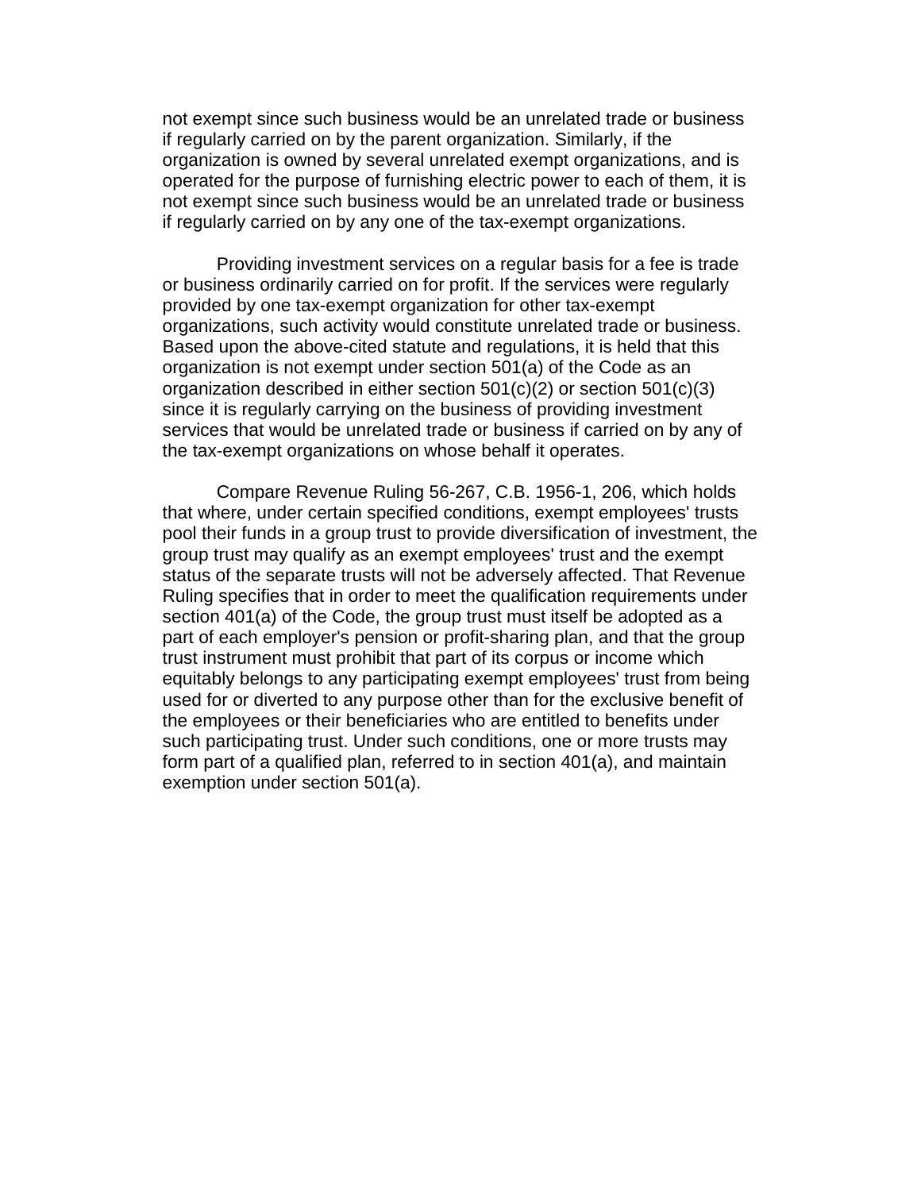not exempt since such business would be an unrelated trade or business if regularly carried on by the parent organization. Similarly, if the organization is owned by several unrelated exempt organizations, and is operated for the purpose of furnishing electric power to each of them, it is not exempt since such business would be an unrelated trade or business if regularly carried on by any one of the tax-exempt organizations.

Providing investment services on a regular basis for a fee is trade or business ordinarily carried on for profit. If the services were regularly provided by one tax-exempt organization for other tax-exempt organizations, such activity would constitute unrelated trade or business. Based upon the above-cited statute and regulations, it is held that this organization is not exempt under section 501(a) of the Code as an organization described in either section 501(c)(2) or section 501(c)(3) since it is regularly carrying on the business of providing investment services that would be unrelated trade or business if carried on by any of the tax-exempt organizations on whose behalf it operates.

Compare Revenue Ruling 56-267, C.B. 1956-1, 206, which holds that where, under certain specified conditions, exempt employees' trusts pool their funds in a group trust to provide diversification of investment, the group trust may qualify as an exempt employees' trust and the exempt status of the separate trusts will not be adversely affected. That Revenue Ruling specifies that in order to meet the qualification requirements under section 401(a) of the Code, the group trust must itself be adopted as a part of each employer's pension or profit-sharing plan, and that the group trust instrument must prohibit that part of its corpus or income which equitably belongs to any participating exempt employees' trust from being used for or diverted to any purpose other than for the exclusive benefit of the employees or their beneficiaries who are entitled to benefits under such participating trust. Under such conditions, one or more trusts may form part of a qualified plan, referred to in section 401(a), and maintain exemption under section 501(a).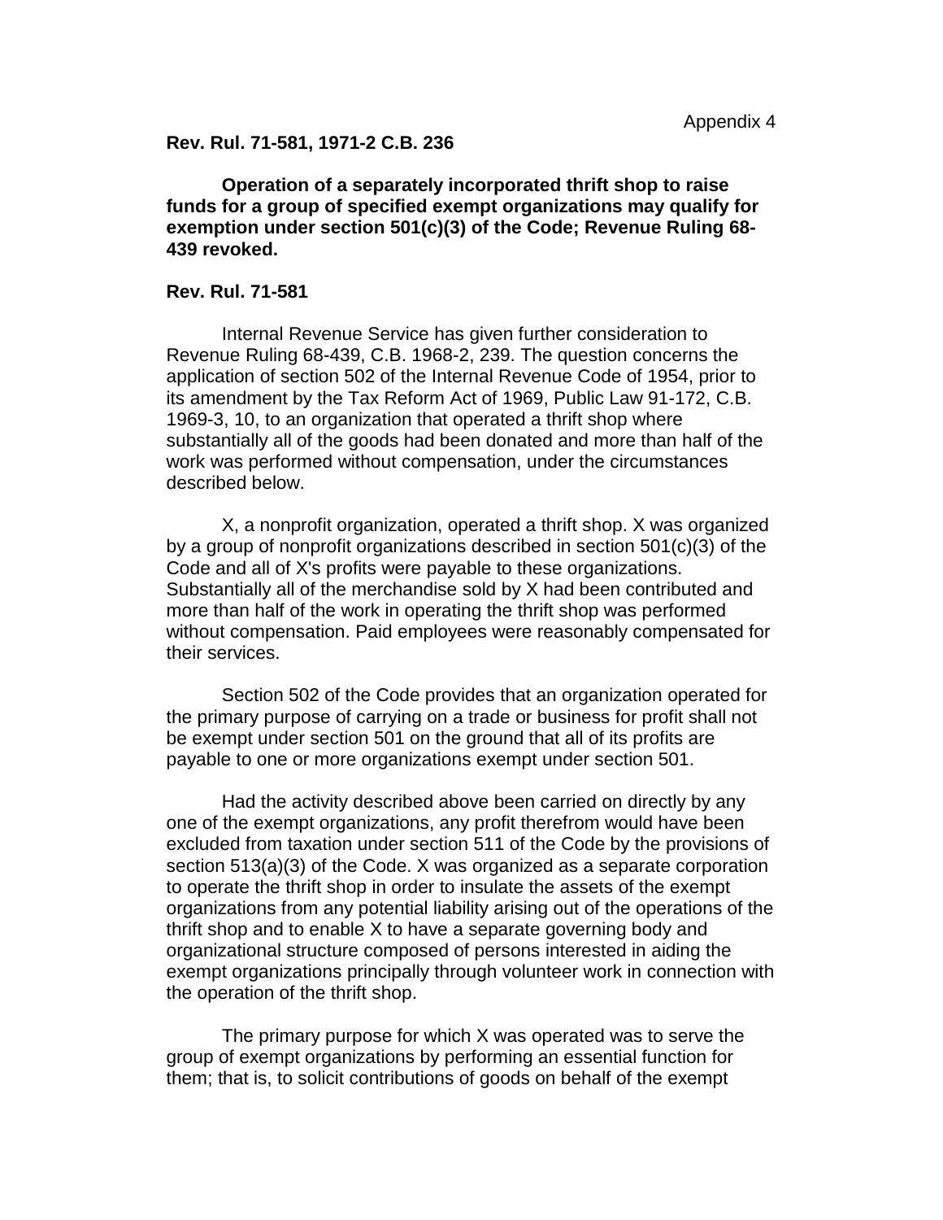Appendix 4

**Rev. Rul. 71-581, 1971-2 C.B. 236**

**Operation of a separately incorporated thrift shop to raise funds for a group of specified exempt organizations may qualify for exemption under section 501(c)(3) of the Code; Revenue Ruling 68-439 revoked.**

**Rev. Rul. 71-581**

Internal Revenue Service has given further consideration to Revenue Ruling 68-439, C.B. 1968-2, 239. The question concerns the application of section 502 of the Internal Revenue Code of 1954, prior to its amendment by the Tax Reform Act of 1969, Public Law 91-172, C.B. 1969-3, 10, to an organization that operated a thrift shop where substantially all of the goods had been donated and more than half of the work was performed without compensation, under the circumstances described below.

X, a nonprofit organization, operated a thrift shop. X was organized by a group of nonprofit organizations described in section 501(c)(3) of the Code and all of X's profits were payable to these organizations. Substantially all of the merchandise sold by X had been contributed and more than half of the work in operating the thrift shop was performed without compensation. Paid employees were reasonably compensated for their services.

Section 502 of the Code provides that an organization operated for the primary purpose of carrying on a trade or business for profit shall not be exempt under section 501 on the ground that all of its profits are payable to one or more organizations exempt under section 501.

Had the activity described above been carried on directly by any one of the exempt organizations, any profit therefrom would have been excluded from taxation under section 511 of the Code by the provisions of section 513(a)(3) of the Code. X was organized as a separate corporation to operate the thrift shop in order to insulate the assets of the exempt organizations from any potential liability arising out of the operations of the thrift shop and to enable X to have a separate governing body and organizational structure composed of persons interested in aiding the exempt organizations principally through volunteer work in connection with the operation of the thrift shop.

The primary purpose for which X was operated was to serve the group of exempt organizations by performing an essential function for them; that is, to solicit contributions of goods on behalf of the exempt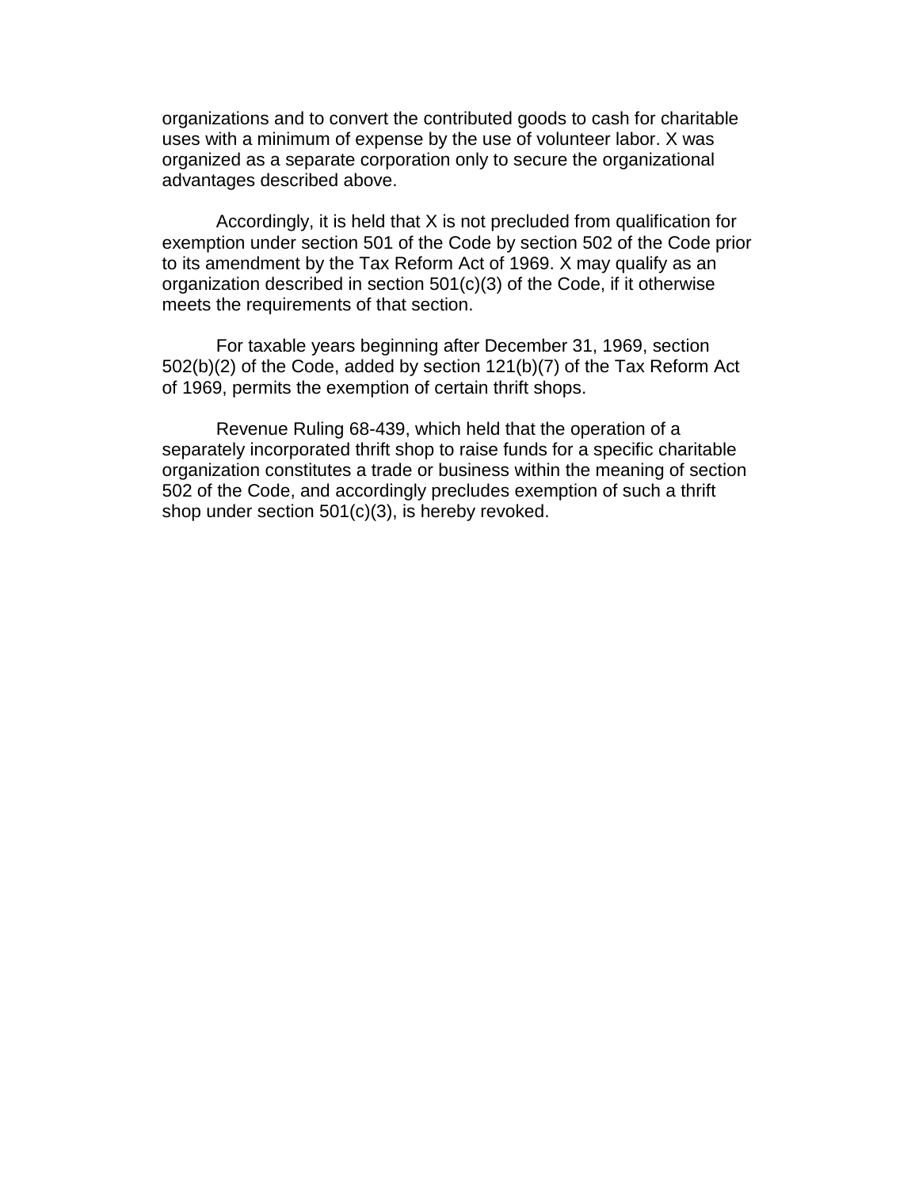organizations and to convert the contributed goods to cash for charitable uses with a minimum of expense by the use of volunteer labor. X was organized as a separate corporation only to secure the organizational advantages described above.

Accordingly, it is held that X is not precluded from qualification for exemption under section 501 of the Code by section 502 of the Code prior to its amendment by the Tax Reform Act of 1969. X may qualify as an organization described in section 501(c)(3) of the Code, if it otherwise meets the requirements of that section.

For taxable years beginning after December 31, 1969, section 502(b)(2) of the Code, added by section 121(b)(7) of the Tax Reform Act of 1969, permits the exemption of certain thrift shops.

Revenue Ruling 68-439, which held that the operation of a separately incorporated thrift shop to raise funds for a specific charitable organization constitutes a trade or business within the meaning of section 502 of the Code, and accordingly precludes exemption of such a thrift shop under section 501(c)(3), is hereby revoked.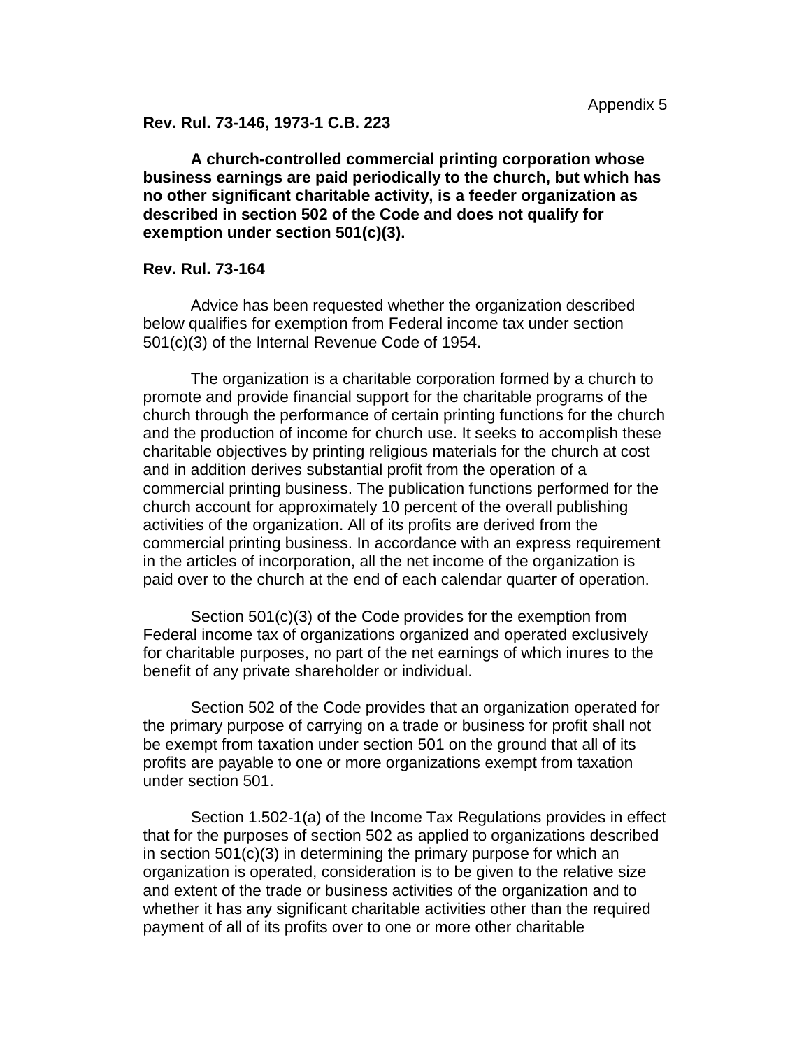Appendix 5

**Rev. Rul. 73-146, 1973-1 C.B. 223**

**A church-controlled commercial printing corporation whose business earnings are paid periodically to the church, but which has no other significant charitable activity, is a feeder organization as described in section 502 of the Code and does not qualify for exemption under section 501(c)(3).**

**Rev. Rul. 73-164**

Advice has been requested whether the organization described below qualifies for exemption from Federal income tax under section 501(c)(3) of the Internal Revenue Code of 1954.

The organization is a charitable corporation formed by a church to promote and provide financial support for the charitable programs of the church through the performance of certain printing functions for the church and the production of income for church use. It seeks to accomplish these charitable objectives by printing religious materials for the church at cost and in addition derives substantial profit from the operation of a commercial printing business. The publication functions performed for the church account for approximately 10 percent of the overall publishing activities of the organization. All of its profits are derived from the commercial printing business. In accordance with an express requirement in the articles of incorporation, all the net income of the organization is paid over to the church at the end of each calendar quarter of operation.

Section 501(c)(3) of the Code provides for the exemption from Federal income tax of organizations organized and operated exclusively for charitable purposes, no part of the net earnings of which inures to the benefit of any private shareholder or individual.

Section 502 of the Code provides that an organization operated for the primary purpose of carrying on a trade or business for profit shall not be exempt from taxation under section 501 on the ground that all of its profits are payable to one or more organizations exempt from taxation under section 501.

Section 1.502-1(a) of the Income Tax Regulations provides in effect that for the purposes of section 502 as applied to organizations described in section 501(c)(3) in determining the primary purpose for which an organization is operated, consideration is to be given to the relative size and extent of the trade or business activities of the organization and to whether it has any significant charitable activities other than the required payment of all of its profits over to one or more other charitable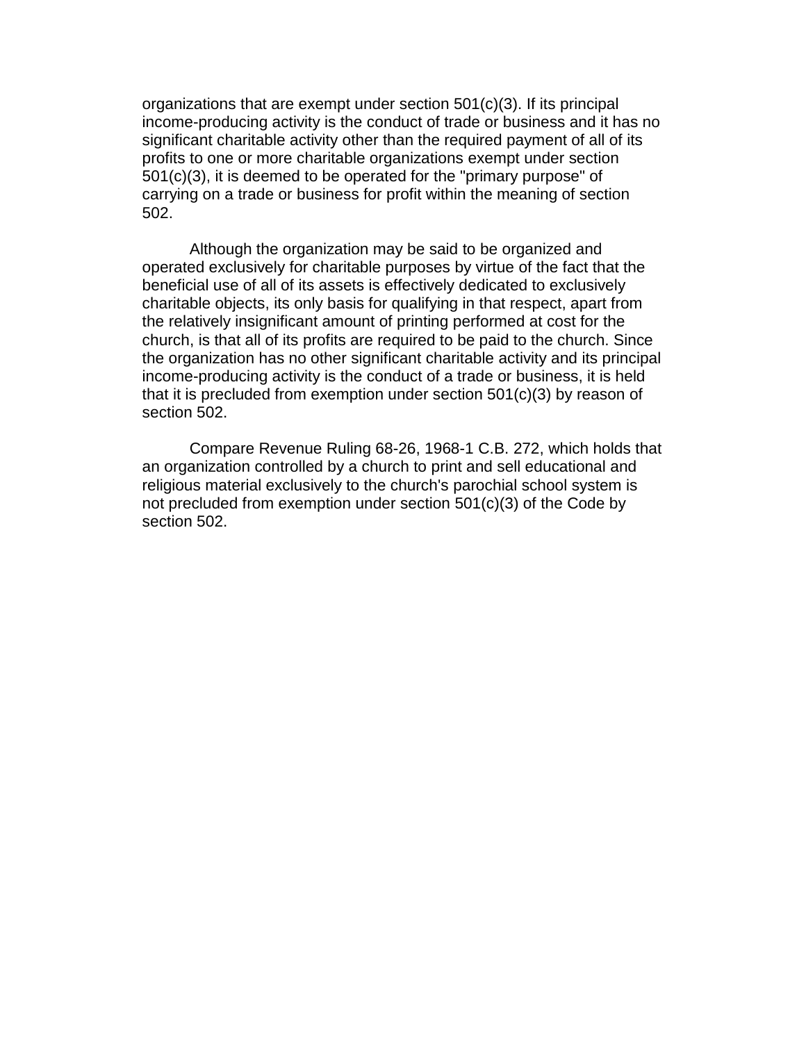organizations that are exempt under section 501(c)(3). If its principal income-producing activity is the conduct of trade or business and it has no significant charitable activity other than the required payment of all of its profits to one or more charitable organizations exempt under section 501(c)(3), it is deemed to be operated for the "primary purpose" of carrying on a trade or business for profit within the meaning of section 502.

Although the organization may be said to be organized and operated exclusively for charitable purposes by virtue of the fact that the beneficial use of all of its assets is effectively dedicated to exclusively charitable objects, its only basis for qualifying in that respect, apart from the relatively insignificant amount of printing performed at cost for the church, is that all of its profits are required to be paid to the church. Since the organization has no other significant charitable activity and its principal income-producing activity is the conduct of a trade or business, it is held that it is precluded from exemption under section 501(c)(3) by reason of section 502.

Compare Revenue Ruling 68-26, 1968-1 C.B. 272, which holds that an organization controlled by a church to print and sell educational and religious material exclusively to the church's parochial school system is not precluded from exemption under section 501(c)(3) of the Code by section 502.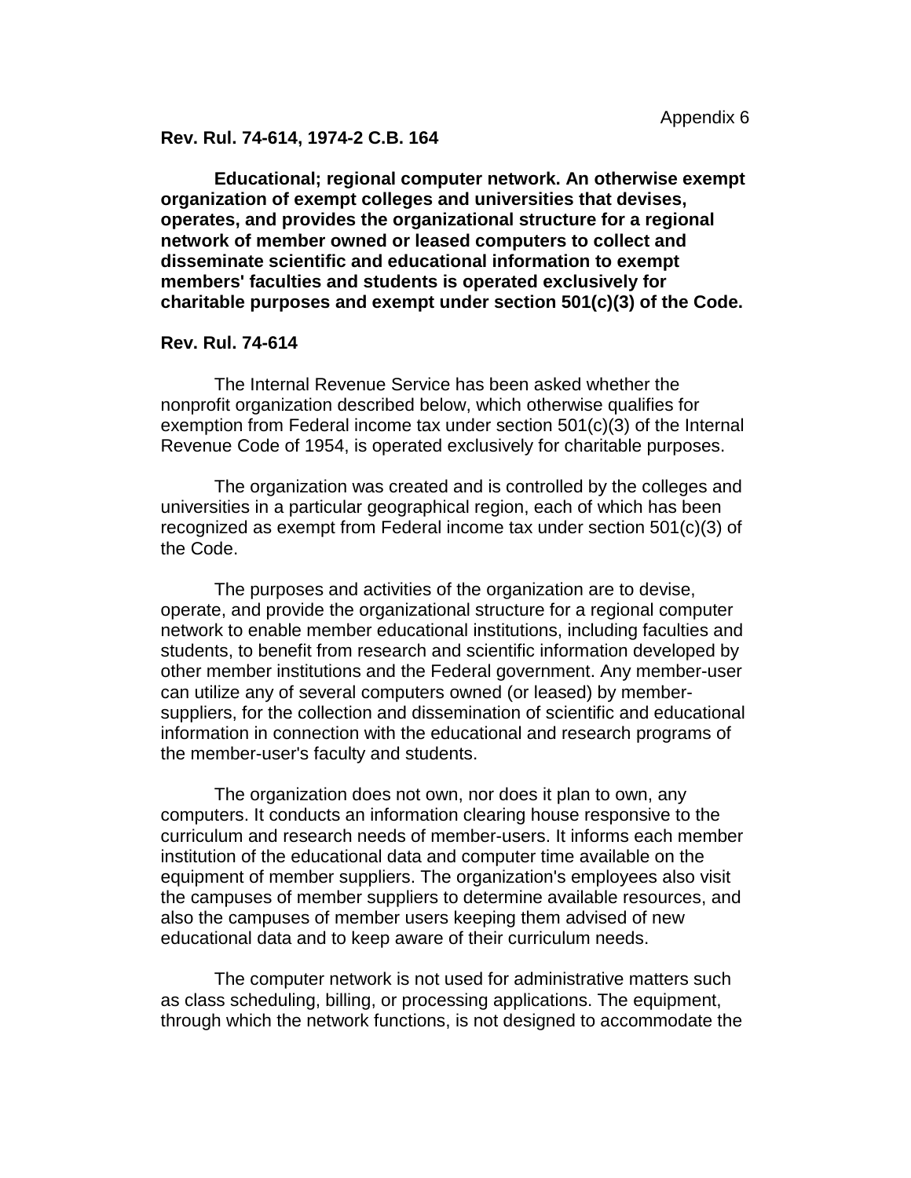Appendix 6

**Rev. Rul. 74-614, 1974-2 C.B. 164**

**Educational; regional computer network. An otherwise exempt organization of exempt colleges and universities that devises, operates, and provides the organizational structure for a regional network of member owned or leased computers to collect and disseminate scientific and educational information to exempt members' faculties and students is operated exclusively for charitable purposes and exempt under section 501(c)(3) of the Code.**

**Rev. Rul. 74-614**

The Internal Revenue Service has been asked whether the nonprofit organization described below, which otherwise qualifies for exemption from Federal income tax under section 501(c)(3) of the Internal Revenue Code of 1954, is operated exclusively for charitable purposes.

The organization was created and is controlled by the colleges and universities in a particular geographical region, each of which has been recognized as exempt from Federal income tax under section 501(c)(3) of the Code.

The purposes and activities of the organization are to devise, operate, and provide the organizational structure for a regional computer network to enable member educational institutions, including faculties and students, to benefit from research and scientific information developed by other member institutions and the Federal government. Any member-user can utilize any of several computers owned (or leased) by member-suppliers, for the collection and dissemination of scientific and educational information in connection with the educational and research programs of the member-user's faculty and students.

The organization does not own, nor does it plan to own, any computers. It conducts an information clearing house responsive to the curriculum and research needs of member-users. It informs each member institution of the educational data and computer time available on the equipment of member suppliers. The organization's employees also visit the campuses of member suppliers to determine available resources, and also the campuses of member users keeping them advised of new educational data and to keep aware of their curriculum needs.

The computer network is not used for administrative matters such as class scheduling, billing, or processing applications. The equipment, through which the network functions, is not designed to accommodate the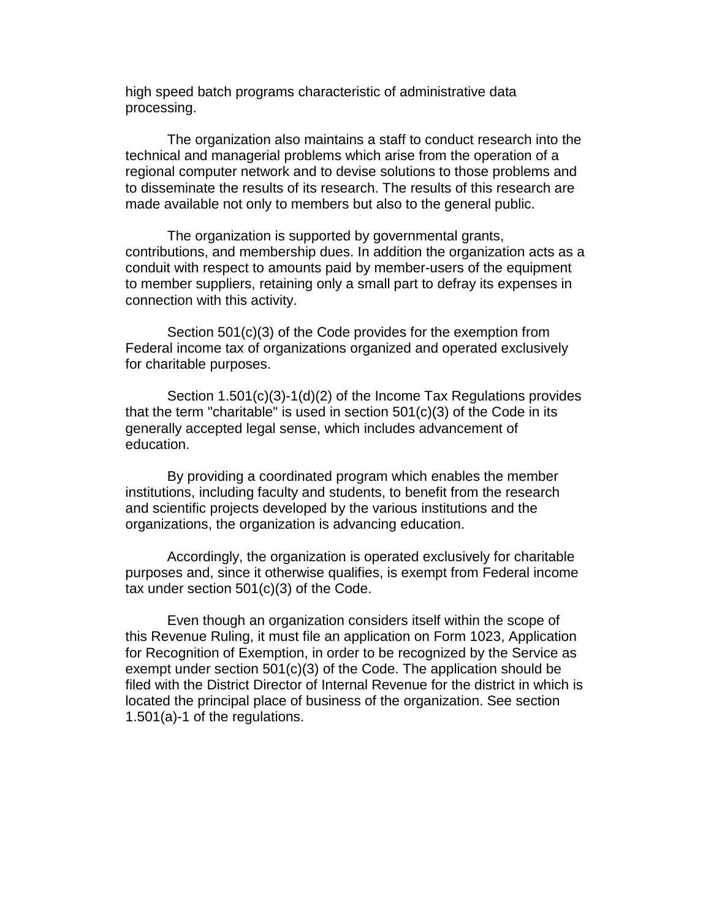high speed batch programs characteristic of administrative data processing.

The organization also maintains a staff to conduct research into the technical and managerial problems which arise from the operation of a regional computer network and to devise solutions to those problems and to disseminate the results of its research. The results of this research are made available not only to members but also to the general public.

The organization is supported by governmental grants, contributions, and membership dues. In addition the organization acts as a conduit with respect to amounts paid by member-users of the equipment to member suppliers, retaining only a small part to defray its expenses in connection with this activity.

Section 501(c)(3) of the Code provides for the exemption from Federal income tax of organizations organized and operated exclusively for charitable purposes.

Section 1.501(c)(3)-1(d)(2) of the Income Tax Regulations provides that the term "charitable" is used in section 501(c)(3) of the Code in its generally accepted legal sense, which includes advancement of education.

By providing a coordinated program which enables the member institutions, including faculty and students, to benefit from the research and scientific projects developed by the various institutions and the organizations, the organization is advancing education.

Accordingly, the organization is operated exclusively for charitable purposes and, since it otherwise qualifies, is exempt from Federal income tax under section 501(c)(3) of the Code.

Even though an organization considers itself within the scope of this Revenue Ruling, it must file an application on Form 1023, Application for Recognition of Exemption, in order to be recognized by the Service as exempt under section 501(c)(3) of the Code. The application should be filed with the District Director of Internal Revenue for the district in which is located the principal place of business of the organization. See section 1.501(a)-1 of the regulations.